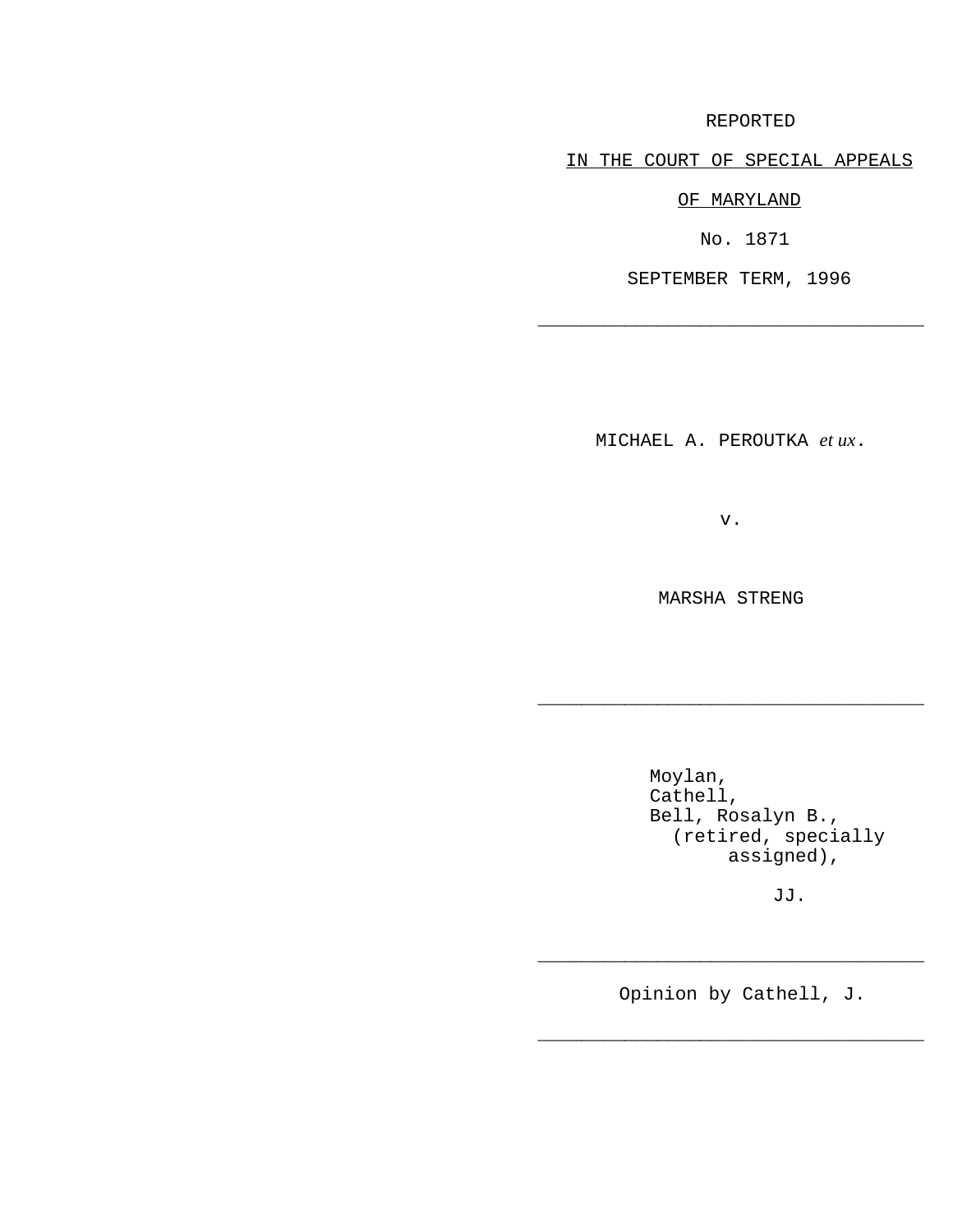REPORTED

IN THE COURT OF SPECIAL APPEALS

OF MARYLAND

No. 1871

SEPTEMBER TERM, 1996

---

MICHAEL A. PEROUTKA *et ux*.

v.

MARSHA STRENG

---

Moylan,
Cathell,
Bell, Rosalyn B.,
(retired, specially assigned),

JJ.

---

Opinion by Cathell, J.

---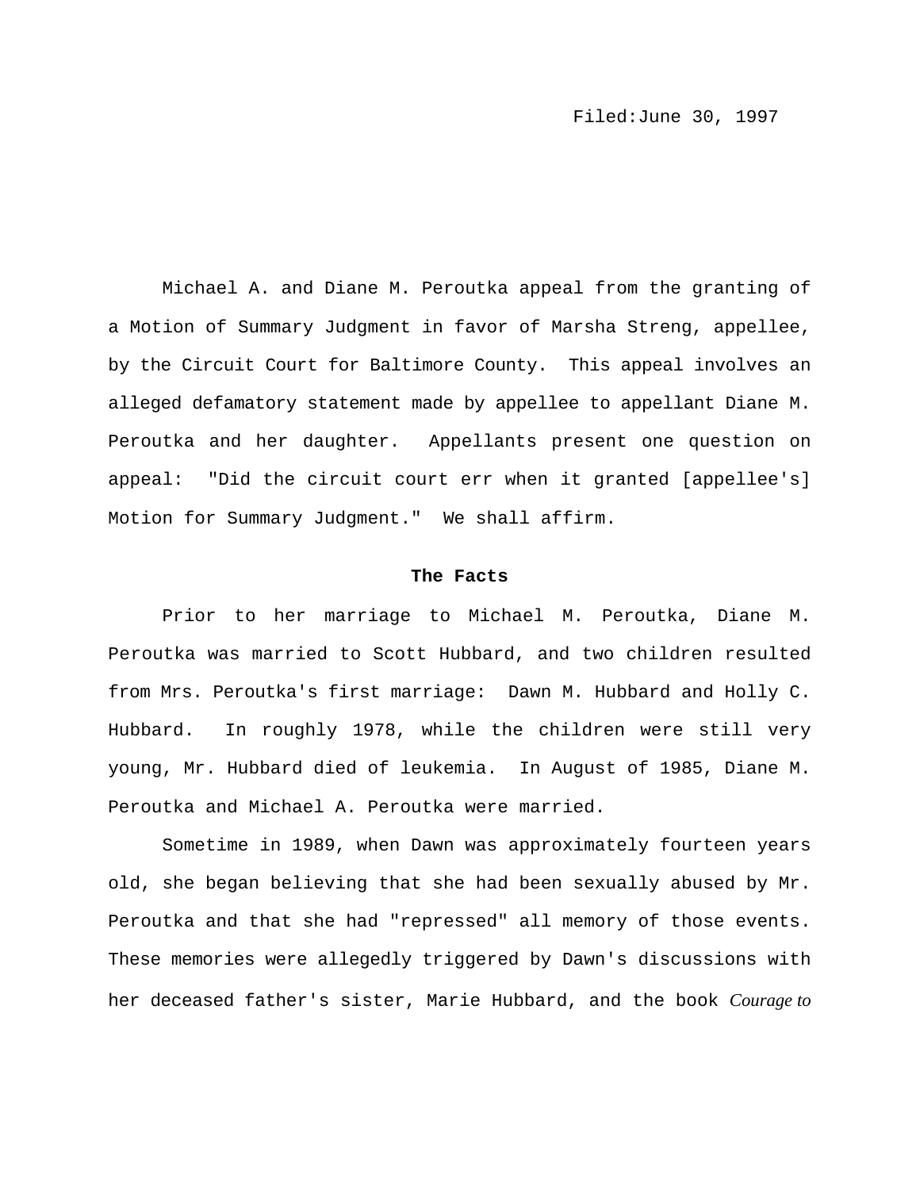Filed:June 30, 1997

Michael A. and Diane M. Peroutka appeal from the granting of a Motion of Summary Judgment in favor of Marsha Streng, appellee, by the Circuit Court for Baltimore County. This appeal involves an alleged defamatory statement made by appellee to appellant Diane M. Peroutka and her daughter. Appellants present one question on appeal: "Did the circuit court err when it granted [appellee's] Motion for Summary Judgment." We shall affirm.

**The Facts**

Prior to her marriage to Michael M. Peroutka, Diane M. Peroutka was married to Scott Hubbard, and two children resulted from Mrs. Peroutka's first marriage: Dawn M. Hubbard and Holly C. Hubbard. In roughly 1978, while the children were still very young, Mr. Hubbard died of leukemia. In August of 1985, Diane M. Peroutka and Michael A. Peroutka were married.

Sometime in 1989, when Dawn was approximately fourteen years old, she began believing that she had been sexually abused by Mr. Peroutka and that she had "repressed" all memory of those events. These memories were allegedly triggered by Dawn's discussions with her deceased father's sister, Marie Hubbard, and the book *Courage to*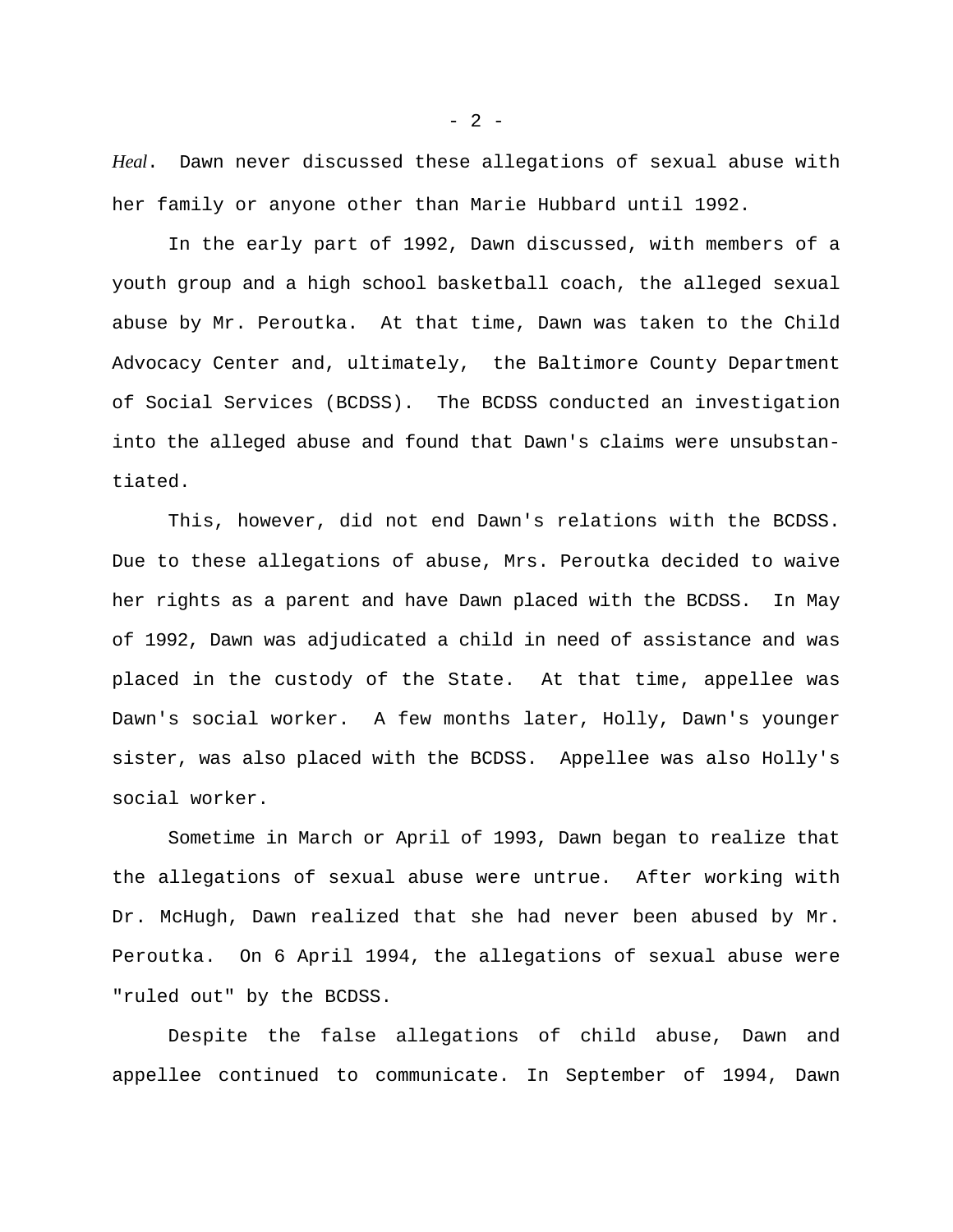*Heal*. Dawn never discussed these allegations of sexual abuse with her family or anyone other than Marie Hubbard until 1992.

In the early part of 1992, Dawn discussed, with members of a youth group and a high school basketball coach, the alleged sexual abuse by Mr. Peroutka. At that time, Dawn was taken to the Child Advocacy Center and, ultimately, the Baltimore County Department of Social Services (BCDSS). The BCDSS conducted an investigation into the alleged abuse and found that Dawn's claims were unsubstantiated.

This, however, did not end Dawn's relations with the BCDSS. Due to these allegations of abuse, Mrs. Peroutka decided to waive her rights as a parent and have Dawn placed with the BCDSS. In May of 1992, Dawn was adjudicated a child in need of assistance and was placed in the custody of the State. At that time, appellee was Dawn's social worker. A few months later, Holly, Dawn's younger sister, was also placed with the BCDSS. Appellee was also Holly's social worker.

Sometime in March or April of 1993, Dawn began to realize that the allegations of sexual abuse were untrue. After working with Dr. McHugh, Dawn realized that she had never been abused by Mr. Peroutka. On 6 April 1994, the allegations of sexual abuse were "ruled out" by the BCDSS.

Despite the false allegations of child abuse, Dawn and appellee continued to communicate. In September of 1994, Dawn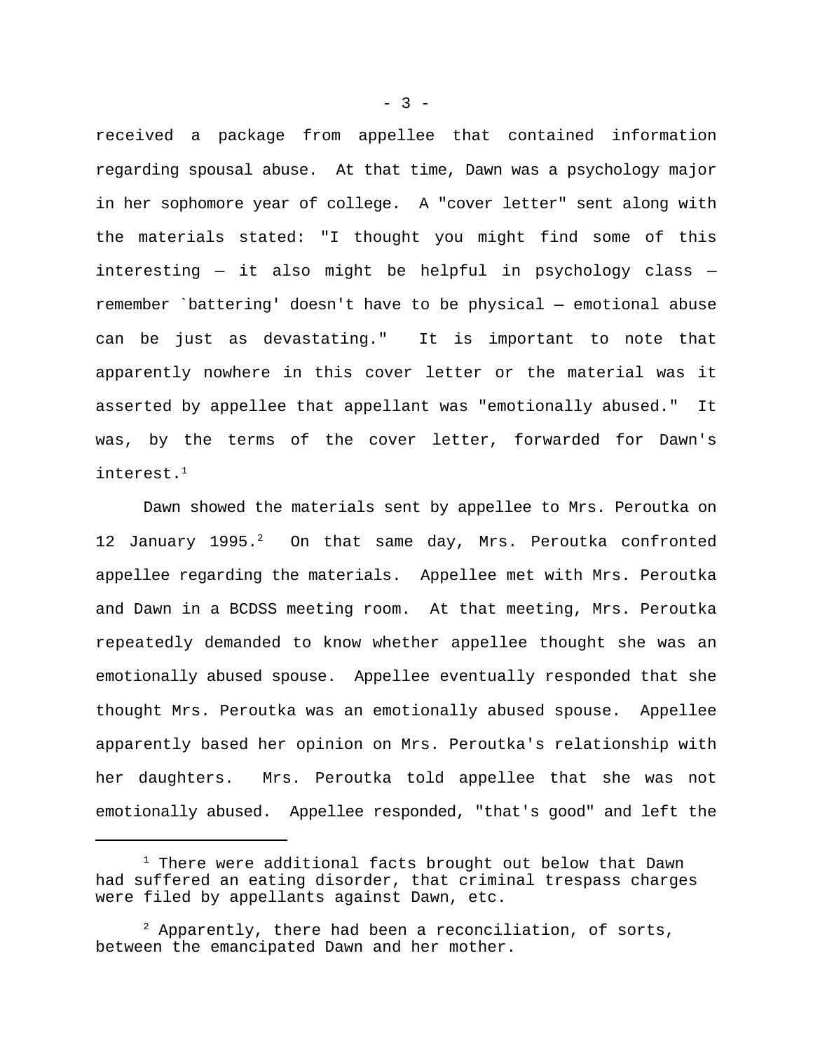received a package from appellee that contained information regarding spousal abuse. At that time, Dawn was a psychology major in her sophomore year of college. A "cover letter" sent along with the materials stated: "I thought you might find some of this interesting — it also might be helpful in psychology class — remember `battering' doesn't have to be physical — emotional abuse can be just as devastating." It is important to note that apparently nowhere in this cover letter or the material was it asserted by appellee that appellant was "emotionally abused." It was, by the terms of the cover letter, forwarded for Dawn's interest.[1]

Dawn showed the materials sent by appellee to Mrs. Peroutka on 12 January 1995.[2] On that same day, Mrs. Peroutka confronted appellee regarding the materials. Appellee met with Mrs. Peroutka and Dawn in a BCDSS meeting room. At that meeting, Mrs. Peroutka repeatedly demanded to know whether appellee thought she was an emotionally abused spouse. Appellee eventually responded that she thought Mrs. Peroutka was an emotionally abused spouse. Appellee apparently based her opinion on Mrs. Peroutka's relationship with her daughters. Mrs. Peroutka told appellee that she was not emotionally abused. Appellee responded, "that's good" and left the

---

[1] There were additional facts brought out below that Dawn had suffered an eating disorder, that criminal trespass charges were filed by appellants against Dawn, etc.

[2] Apparently, there had been a reconciliation, of sorts, between the emancipated Dawn and her mother.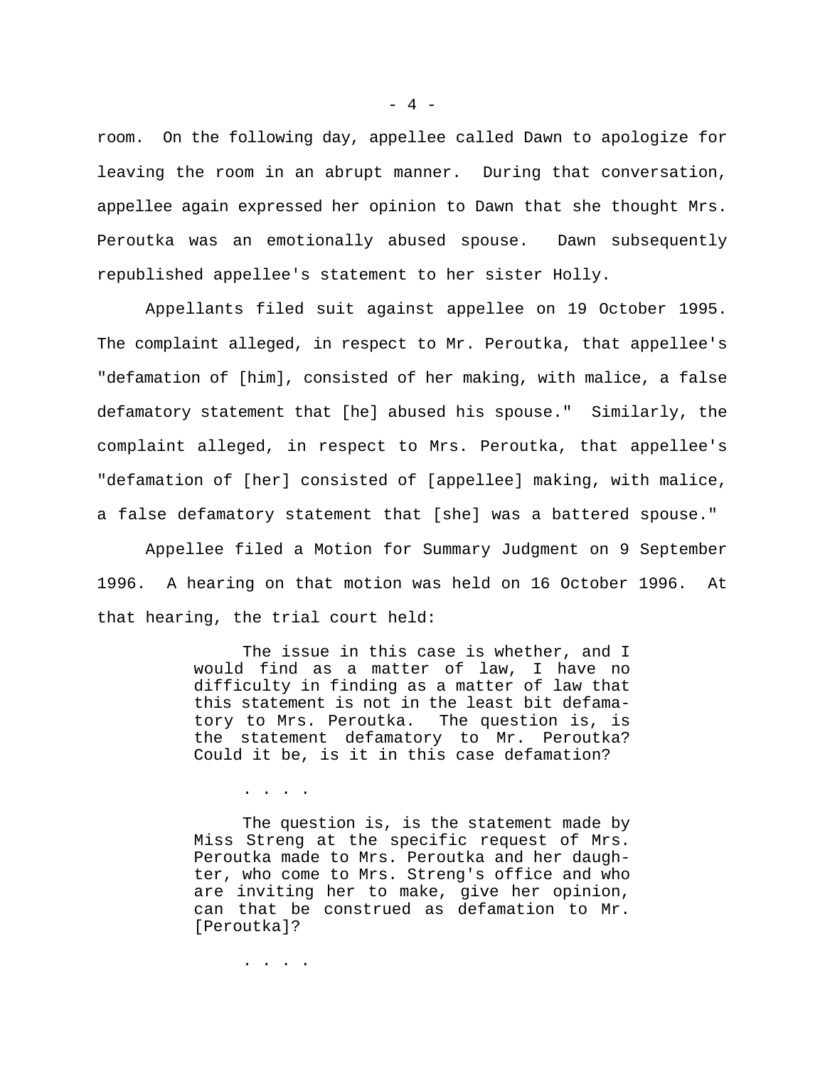room. On the following day, appellee called Dawn to apologize for leaving the room in an abrupt manner. During that conversation, appellee again expressed her opinion to Dawn that she thought Mrs. Peroutka was an emotionally abused spouse. Dawn subsequently republished appellee's statement to her sister Holly.

Appellants filed suit against appellee on 19 October 1995. The complaint alleged, in respect to Mr. Peroutka, that appellee's "defamation of [him], consisted of her making, with malice, a false defamatory statement that [he] abused his spouse." Similarly, the complaint alleged, in respect to Mrs. Peroutka, that appellee's "defamation of [her] consisted of [appellee] making, with malice, a false defamatory statement that [she] was a battered spouse."

Appellee filed a Motion for Summary Judgment on 9 September 1996. A hearing on that motion was held on 16 October 1996. At that hearing, the trial court held:

> The issue in this case is whether, and I would find as a matter of law, I have no difficulty in finding as a matter of law that this statement is not in the least bit defamatory to Mrs. Peroutka. The question is, is the statement defamatory to Mr. Peroutka? Could it be, is it in this case defamation?
>
> . . . .
>
> The question is, is the statement made by Miss Streng at the specific request of Mrs. Peroutka made to Mrs. Peroutka and her daughter, who come to Mrs. Streng's office and who are inviting her to make, give her opinion, can that be construed as defamation to Mr. [Peroutka]?
>
> . . . .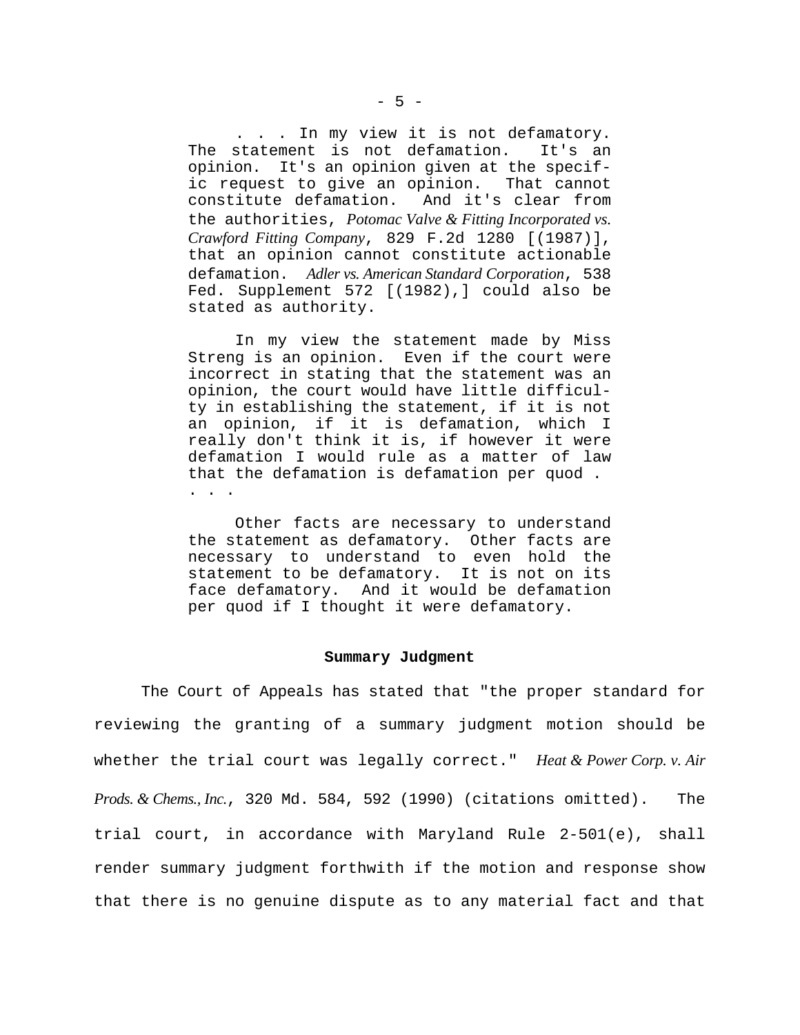> . . . In my view it is not defamatory. The statement is not defamation. It's an opinion. It's an opinion given at the specific request to give an opinion. That cannot constitute defamation. And it's clear from the authorities, *Potomac Valve & Fitting Incorporated vs. Crawford Fitting Company*, 829 F.2d 1280 [(1987)], that an opinion cannot constitute actionable defamation. *Adler vs. American Standard Corporation*, 538 Fed. Supplement 572 [(1982),] could also be stated as authority.
>
> In my view the statement made by Miss Streng is an opinion. Even if the court were incorrect in stating that the statement was an opinion, the court would have little difficulty in establishing the statement, if it is not an opinion, if it is defamation, which I really don't think it is, if however it were defamation I would rule as a matter of law that the defamation is defamation per quod . . . .
>
> Other facts are necessary to understand the statement as defamatory. Other facts are necessary to understand to even hold the statement to be defamatory. It is not on its face defamatory. And it would be defamation per quod if I thought it were defamatory.

**Summary Judgment**

The Court of Appeals has stated that "the proper standard for reviewing the granting of a summary judgment motion should be whether the trial court was legally correct." *Heat & Power Corp. v. Air Prods. & Chems., Inc.*, 320 Md. 584, 592 (1990) (citations omitted). The trial court, in accordance with Maryland Rule 2-501(e), shall render summary judgment forthwith if the motion and response show that there is no genuine dispute as to any material fact and that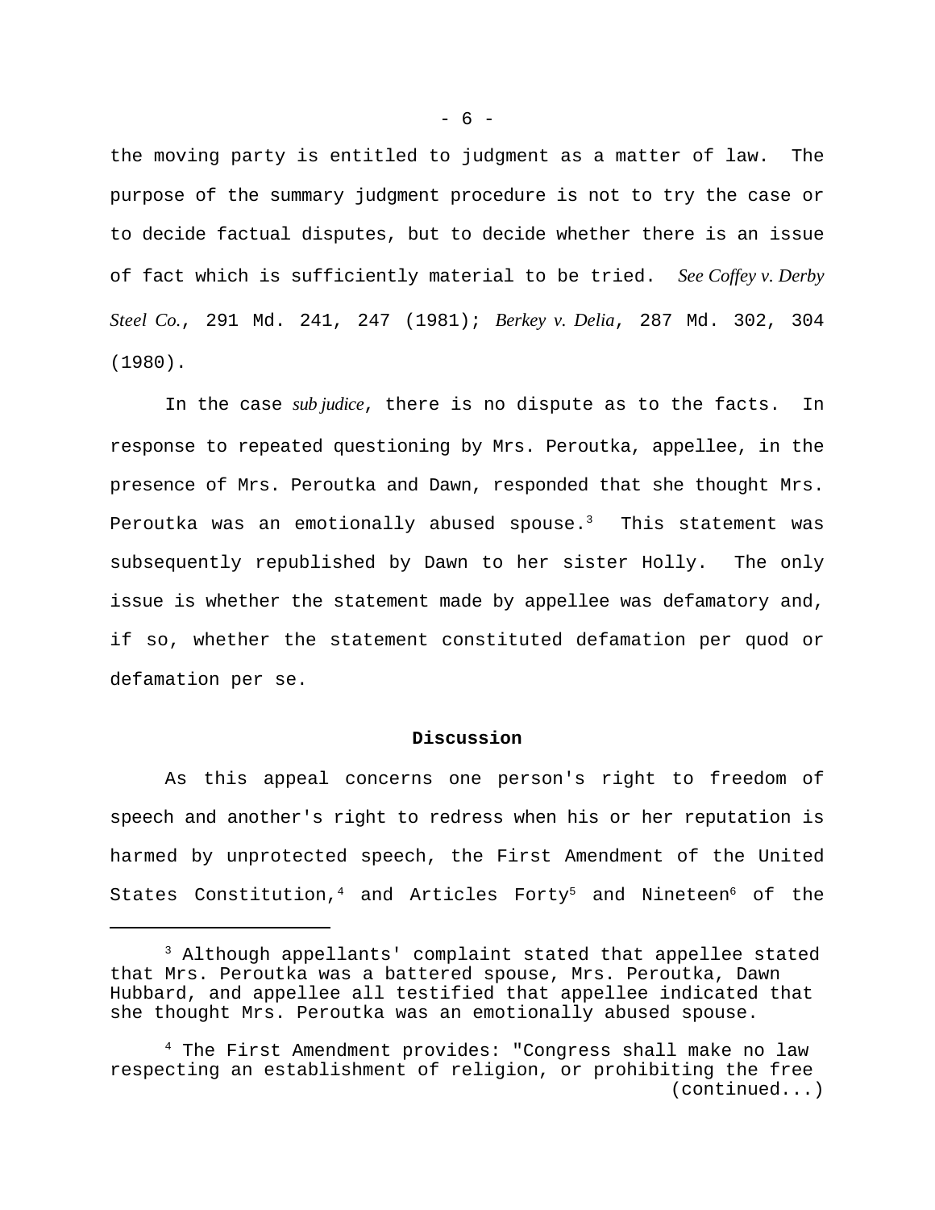the moving party is entitled to judgment as a matter of law. The purpose of the summary judgment procedure is not to try the case or to decide factual disputes, but to decide whether there is an issue of fact which is sufficiently material to be tried. *See Coffey v. Derby Steel Co.*, 291 Md. 241, 247 (1981); *Berkey v. Delia*, 287 Md. 302, 304 (1980).

In the case *sub judice*, there is no dispute as to the facts. In response to repeated questioning by Mrs. Peroutka, appellee, in the presence of Mrs. Peroutka and Dawn, responded that she thought Mrs. Peroutka was an emotionally abused spouse.[3] This statement was subsequently republished by Dawn to her sister Holly. The only issue is whether the statement made by appellee was defamatory and, if so, whether the statement constituted defamation per quod or defamation per se.

**Discussion**

As this appeal concerns one person's right to freedom of speech and another's right to redress when his or her reputation is harmed by unprotected speech, the First Amendment of the United States Constitution,[4] and Articles Forty[5] and Nineteen[6] of the

---

[3] Although appellants' complaint stated that appellee stated that Mrs. Peroutka was a battered spouse, Mrs. Peroutka, Dawn Hubbard, and appellee all testified that appellee indicated that she thought Mrs. Peroutka was an emotionally abused spouse.

[4] The First Amendment provides: "Congress shall make no law respecting an establishment of religion, or prohibiting the free (continued...)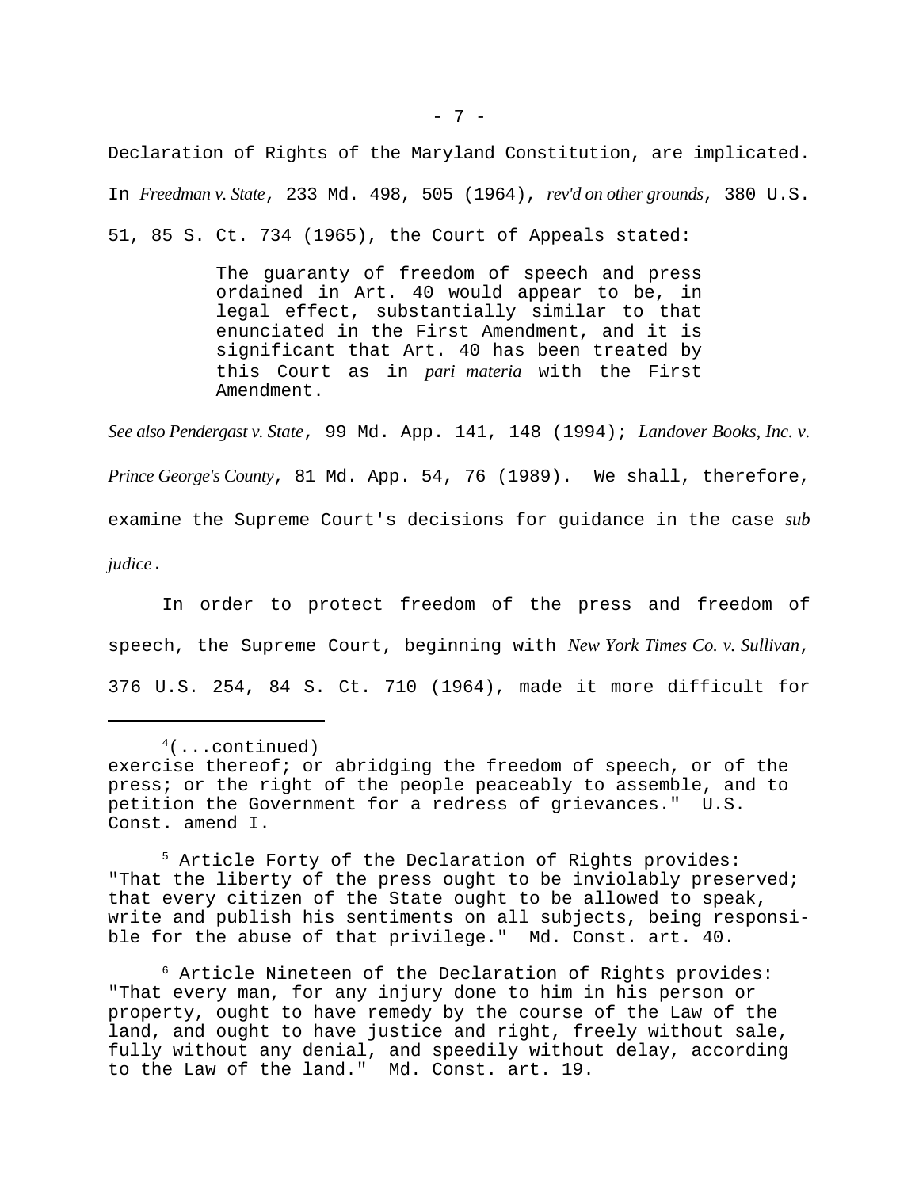Declaration of Rights of the Maryland Constitution, are implicated. In *Freedman v. State*, 233 Md. 498, 505 (1964), *rev'd on other grounds*, 380 U.S. 51, 85 S. Ct. 734 (1965), the Court of Appeals stated:

> The guaranty of freedom of speech and press ordained in Art. 40 would appear to be, in legal effect, substantially similar to that enunciated in the First Amendment, and it is significant that Art. 40 has been treated by this Court as in *pari materia* with the First Amendment.

*See also Pendergast v. State*, 99 Md. App. 141, 148 (1994); *Landover Books, Inc. v. Prince George's County*, 81 Md. App. 54, 76 (1989). We shall, therefore, examine the Supreme Court's decisions for guidance in the case *sub judice*.

In order to protect freedom of the press and freedom of speech, the Supreme Court, beginning with *New York Times Co. v. Sullivan*, 376 U.S. 254, 84 S. Ct. 710 (1964), made it more difficult for

---

[4](...continued) exercise thereof; or abridging the freedom of speech, or of the press; or the right of the people peaceably to assemble, and to petition the Government for a redress of grievances." U.S. Const. amend I.

[5] Article Forty of the Declaration of Rights provides: "That the liberty of the press ought to be inviolably preserved; that every citizen of the State ought to be allowed to speak, write and publish his sentiments on all subjects, being responsible for the abuse of that privilege." Md. Const. art. 40.

[6] Article Nineteen of the Declaration of Rights provides: "That every man, for any injury done to him in his person or property, ought to have remedy by the course of the Law of the land, and ought to have justice and right, freely without sale, fully without any denial, and speedily without delay, according to the Law of the land." Md. Const. art. 19.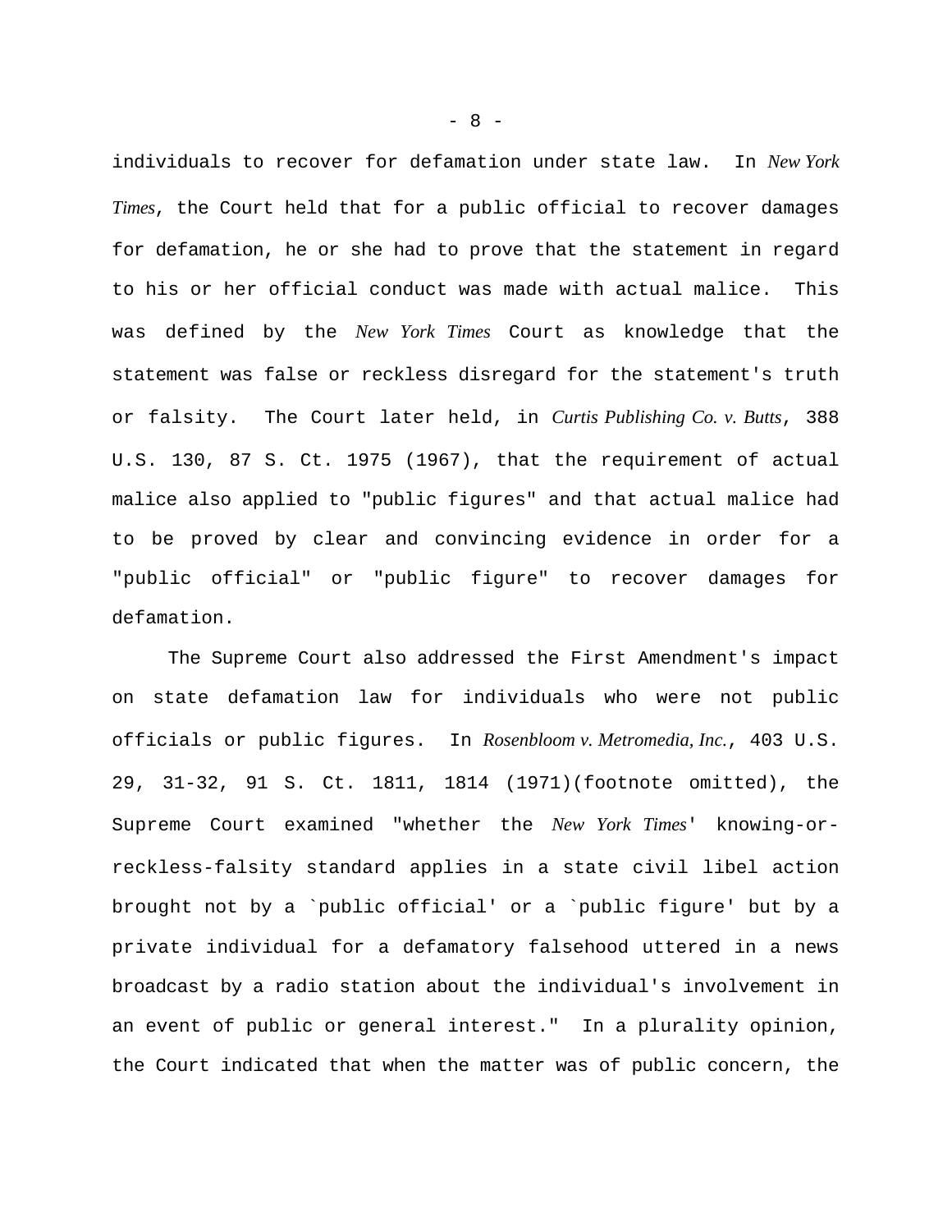individuals to recover for defamation under state law. In *New York Times*, the Court held that for a public official to recover damages for defamation, he or she had to prove that the statement in regard to his or her official conduct was made with actual malice. This was defined by the *New York Times* Court as knowledge that the statement was false or reckless disregard for the statement's truth or falsity. The Court later held, in *Curtis Publishing Co. v. Butts*, 388 U.S. 130, 87 S. Ct. 1975 (1967), that the requirement of actual malice also applied to "public figures" and that actual malice had to be proved by clear and convincing evidence in order for a "public official" or "public figure" to recover damages for defamation.

The Supreme Court also addressed the First Amendment's impact on state defamation law for individuals who were not public officials or public figures. In *Rosenbloom v. Metromedia, Inc.*, 403 U.S. 29, 31-32, 91 S. Ct. 1811, 1814 (1971)(footnote omitted), the Supreme Court examined "whether the *New York Times*' knowing-or-reckless-falsity standard applies in a state civil libel action brought not by a `public official' or a `public figure' but by a private individual for a defamatory falsehood uttered in a news broadcast by a radio station about the individual's involvement in an event of public or general interest." In a plurality opinion, the Court indicated that when the matter was of public concern, the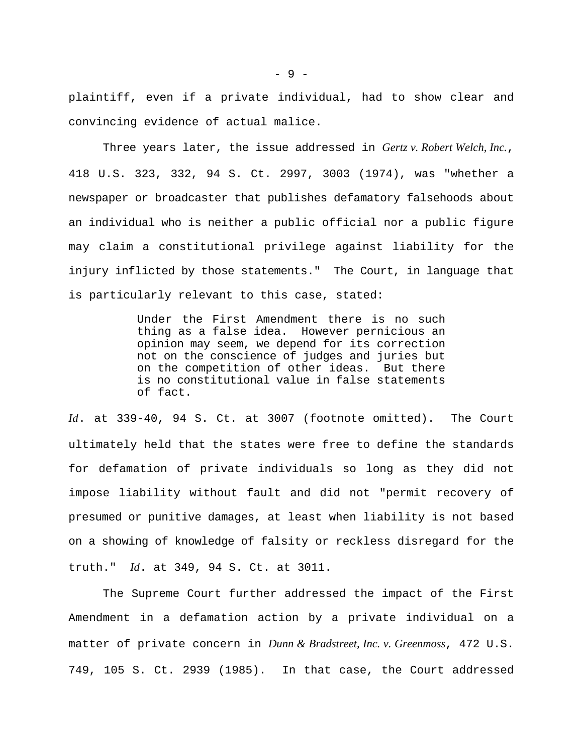plaintiff, even if a private individual, had to show clear and convincing evidence of actual malice.

Three years later, the issue addressed in *Gertz v. Robert Welch, Inc.*, 418 U.S. 323, 332, 94 S. Ct. 2997, 3003 (1974), was "whether a newspaper or broadcaster that publishes defamatory falsehoods about an individual who is neither a public official nor a public figure may claim a constitutional privilege against liability for the injury inflicted by those statements." The Court, in language that is particularly relevant to this case, stated:

> Under the First Amendment there is no such thing as a false idea. However pernicious an opinion may seem, we depend for its correction not on the conscience of judges and juries but on the competition of other ideas. But there is no constitutional value in false statements of fact.

*Id*. at 339-40, 94 S. Ct. at 3007 (footnote omitted). The Court ultimately held that the states were free to define the standards for defamation of private individuals so long as they did not impose liability without fault and did not "permit recovery of presumed or punitive damages, at least when liability is not based on a showing of knowledge of falsity or reckless disregard for the truth." *Id*. at 349, 94 S. Ct. at 3011.

The Supreme Court further addressed the impact of the First Amendment in a defamation action by a private individual on a matter of private concern in *Dunn & Bradstreet, Inc. v. Greenmoss*, 472 U.S. 749, 105 S. Ct. 2939 (1985). In that case, the Court addressed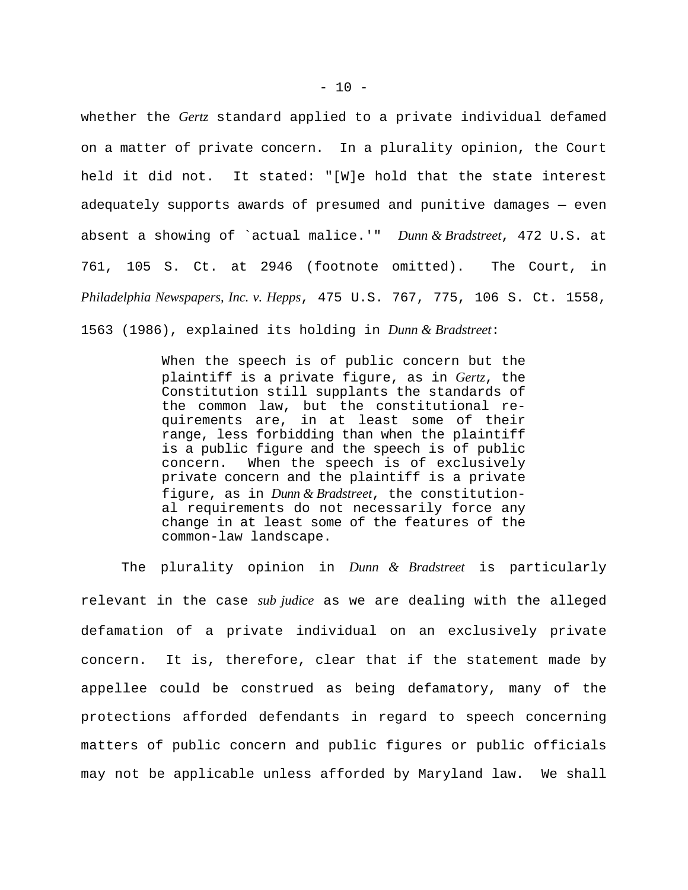whether the *Gertz* standard applied to a private individual defamed on a matter of private concern. In a plurality opinion, the Court held it did not. It stated: "[W]e hold that the state interest adequately supports awards of presumed and punitive damages — even absent a showing of `actual malice.'" *Dunn & Bradstreet*, 472 U.S. at 761, 105 S. Ct. at 2946 (footnote omitted). The Court, in *Philadelphia Newspapers, Inc. v. Hepps*, 475 U.S. 767, 775, 106 S. Ct. 1558, 1563 (1986), explained its holding in *Dunn & Bradstreet*:

> When the speech is of public concern but the plaintiff is a private figure, as in *Gertz*, the Constitution still supplants the standards of the common law, but the constitutional requirements are, in at least some of their range, less forbidding than when the plaintiff is a public figure and the speech is of public concern. When the speech is of exclusively private concern and the plaintiff is a private figure, as in *Dunn & Bradstreet*, the constitutional requirements do not necessarily force any change in at least some of the features of the common-law landscape.

The plurality opinion in *Dunn & Bradstreet* is particularly relevant in the case *sub judice* as we are dealing with the alleged defamation of a private individual on an exclusively private concern. It is, therefore, clear that if the statement made by appellee could be construed as being defamatory, many of the protections afforded defendants in regard to speech concerning matters of public concern and public figures or public officials may not be applicable unless afforded by Maryland law. We shall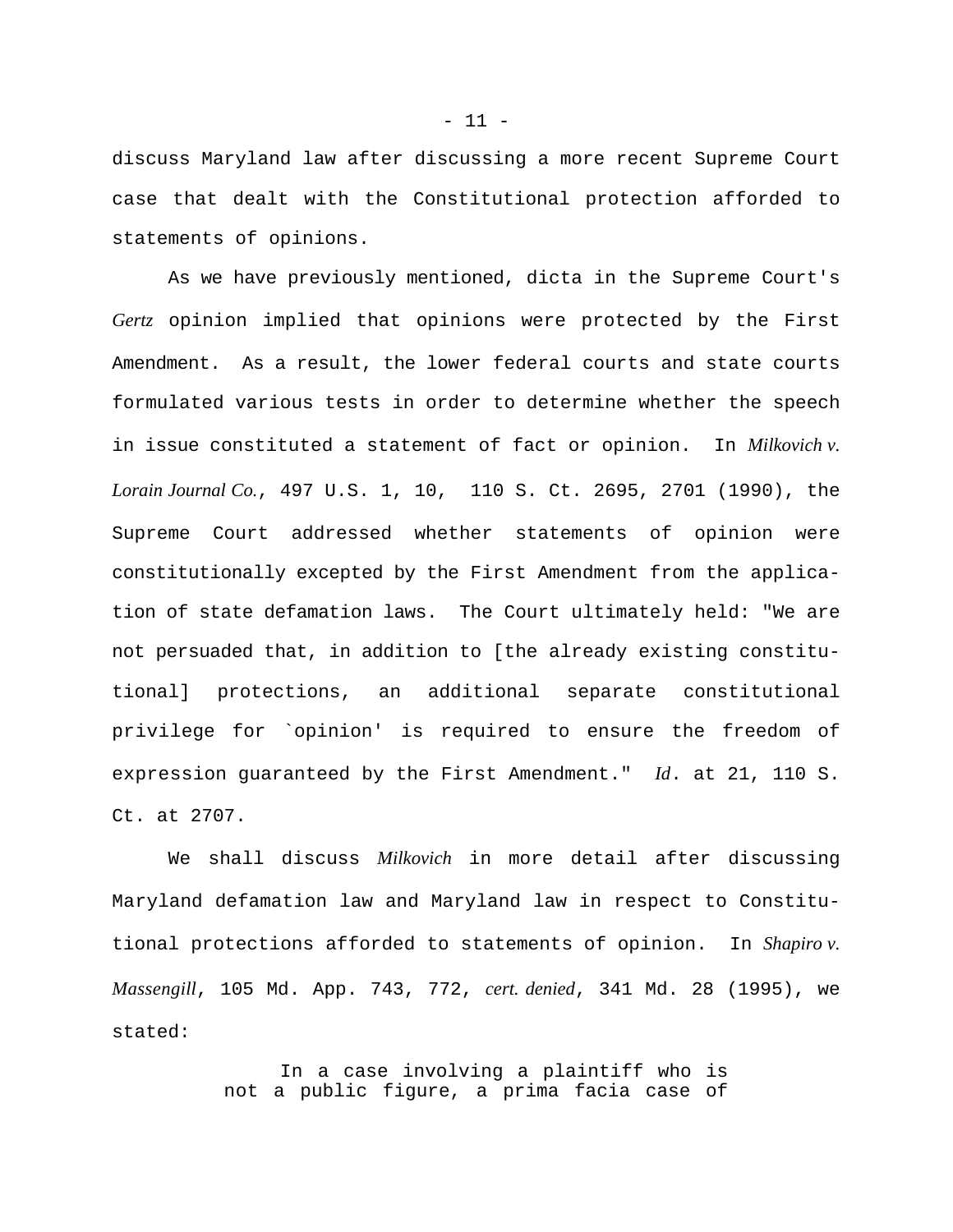discuss Maryland law after discussing a more recent Supreme Court case that dealt with the Constitutional protection afforded to statements of opinions.

As we have previously mentioned, dicta in the Supreme Court's *Gertz* opinion implied that opinions were protected by the First Amendment. As a result, the lower federal courts and state courts formulated various tests in order to determine whether the speech in issue constituted a statement of fact or opinion. In *Milkovich v. Lorain Journal Co.*, 497 U.S. 1, 10, 110 S. Ct. 2695, 2701 (1990), the Supreme Court addressed whether statements of opinion were constitutionally excepted by the First Amendment from the application of state defamation laws. The Court ultimately held: "We are not persuaded that, in addition to [the already existing constitutional] protections, an additional separate constitutional privilege for `opinion' is required to ensure the freedom of expression guaranteed by the First Amendment." *Id*. at 21, 110 S. Ct. at 2707.

We shall discuss *Milkovich* in more detail after discussing Maryland defamation law and Maryland law in respect to Constitutional protections afforded to statements of opinion. In *Shapiro v. Massengill*, 105 Md. App. 743, 772, *cert. denied*, 341 Md. 28 (1995), we stated:

> In a case involving a plaintiff who is not a public figure, a prima facia case of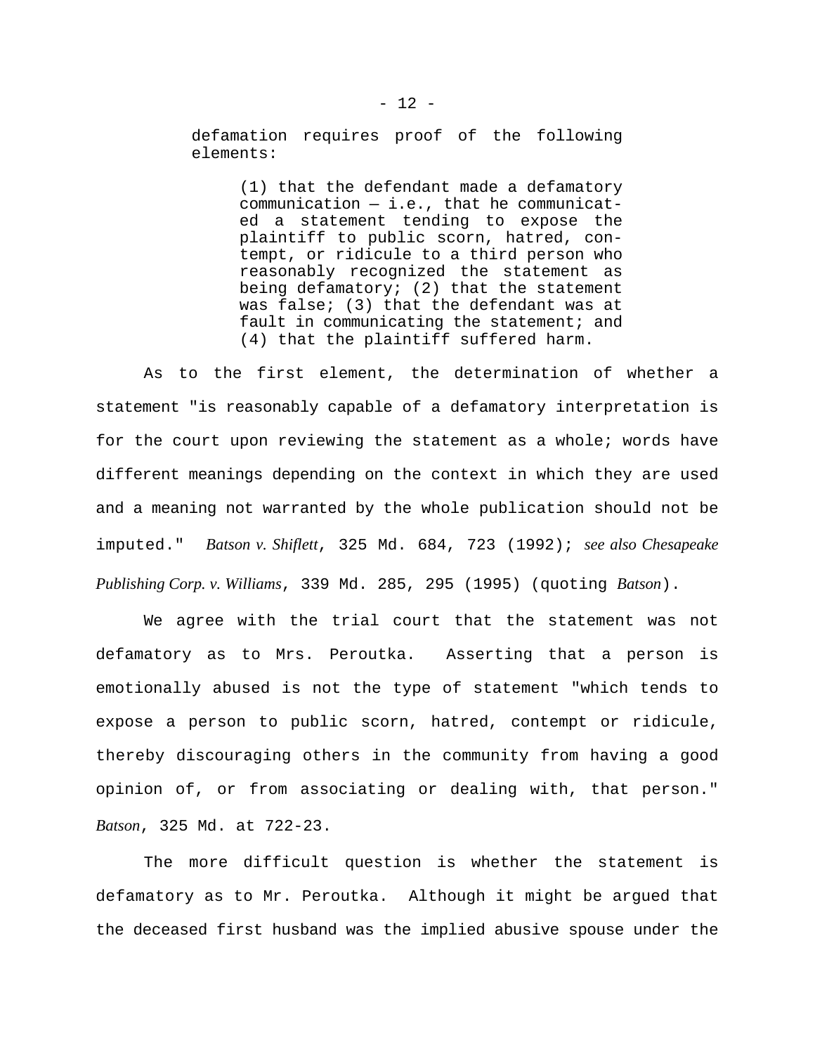defamation requires proof of the following elements:

> (1) that the defendant made a defamatory communication — i.e., that he communicated a statement tending to expose the plaintiff to public scorn, hatred, contempt, or ridicule to a third person who reasonably recognized the statement as being defamatory; (2) that the statement was false; (3) that the defendant was at fault in communicating the statement; and (4) that the plaintiff suffered harm.

As to the first element, the determination of whether a statement "is reasonably capable of a defamatory interpretation is for the court upon reviewing the statement as a whole; words have different meanings depending on the context in which they are used and a meaning not warranted by the whole publication should not be imputed." *Batson v. Shiflett*, 325 Md. 684, 723 (1992); *see also Chesapeake Publishing Corp. v. Williams*, 339 Md. 285, 295 (1995) (quoting *Batson*).

We agree with the trial court that the statement was not defamatory as to Mrs. Peroutka. Asserting that a person is emotionally abused is not the type of statement "which tends to expose a person to public scorn, hatred, contempt or ridicule, thereby discouraging others in the community from having a good opinion of, or from associating or dealing with, that person." *Batson*, 325 Md. at 722-23.

The more difficult question is whether the statement is defamatory as to Mr. Peroutka. Although it might be argued that the deceased first husband was the implied abusive spouse under the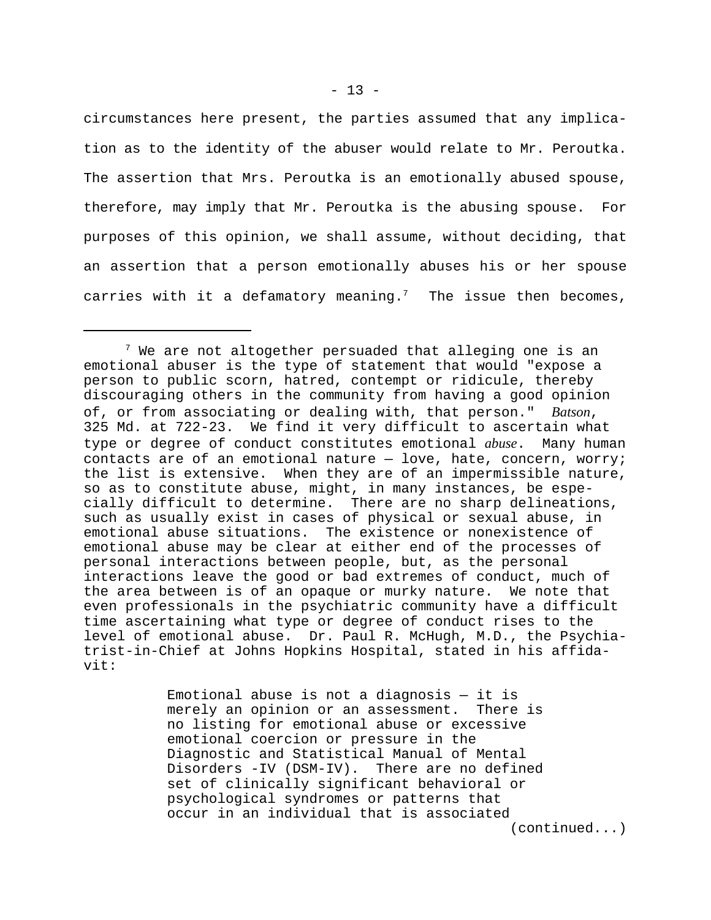circumstances here present, the parties assumed that any implication as to the identity of the abuser would relate to Mr. Peroutka. The assertion that Mrs. Peroutka is an emotionally abused spouse, therefore, may imply that Mr. Peroutka is the abusing spouse. For purposes of this opinion, we shall assume, without deciding, that an assertion that a person emotionally abuses his or her spouse carries with it a defamatory meaning.[7] The issue then becomes,

---

[7] We are not altogether persuaded that alleging one is an emotional abuser is the type of statement that would "expose a person to public scorn, hatred, contempt or ridicule, thereby discouraging others in the community from having a good opinion of, or from associating or dealing with, that person." *Batson*, 325 Md. at 722-23. We find it very difficult to ascertain what type or degree of conduct constitutes emotional *abuse*. Many human contacts are of an emotional nature — love, hate, concern, worry; the list is extensive. When they are of an impermissible nature, so as to constitute abuse, might, in many instances, be especially difficult to determine. There are no sharp delineations, such as usually exist in cases of physical or sexual abuse, in emotional abuse situations. The existence or nonexistence of emotional abuse may be clear at either end of the processes of personal interactions between people, but, as the personal interactions leave the good or bad extremes of conduct, much of the area between is of an opaque or murky nature. We note that even professionals in the psychiatric community have a difficult time ascertaining what type or degree of conduct rises to the level of emotional abuse. Dr. Paul R. McHugh, M.D., the Psychiatrist-in-Chief at Johns Hopkins Hospital, stated in his affidavit:

> Emotional abuse is not a diagnosis — it is merely an opinion or an assessment. There is no listing for emotional abuse or excessive emotional coercion or pressure in the Diagnostic and Statistical Manual of Mental Disorders -IV (DSM-IV). There are no defined set of clinically significant behavioral or psychological syndromes or patterns that occur in an individual that is associated

(continued...)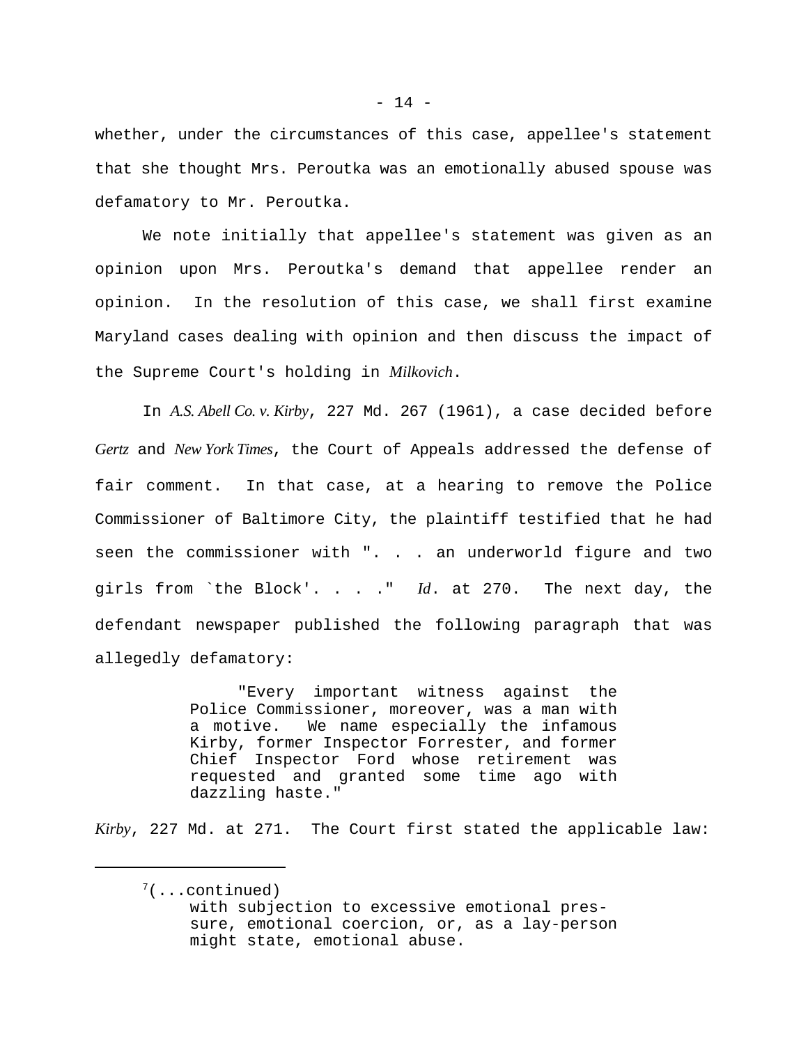whether, under the circumstances of this case, appellee's statement that she thought Mrs. Peroutka was an emotionally abused spouse was defamatory to Mr. Peroutka.

We note initially that appellee's statement was given as an opinion upon Mrs. Peroutka's demand that appellee render an opinion. In the resolution of this case, we shall first examine Maryland cases dealing with opinion and then discuss the impact of the Supreme Court's holding in *Milkovich*.

In *A.S. Abell Co. v. Kirby*, 227 Md. 267 (1961), a case decided before *Gertz* and *New York Times*, the Court of Appeals addressed the defense of fair comment. In that case, at a hearing to remove the Police Commissioner of Baltimore City, the plaintiff testified that he had seen the commissioner with ". . . an underworld figure and two girls from `the Block'. . . ." *Id*. at 270. The next day, the defendant newspaper published the following paragraph that was allegedly defamatory:

> "Every important witness against the Police Commissioner, moreover, was a man with a motive. We name especially the infamous Kirby, former Inspector Forrester, and former Chief Inspector Ford whose retirement was requested and granted some time ago with dazzling haste."

*Kirby*, 227 Md. at 271. The Court first stated the applicable law:

---

[7](...continued)
with subjection to excessive emotional pressure, emotional coercion, or, as a lay-person might state, emotional abuse.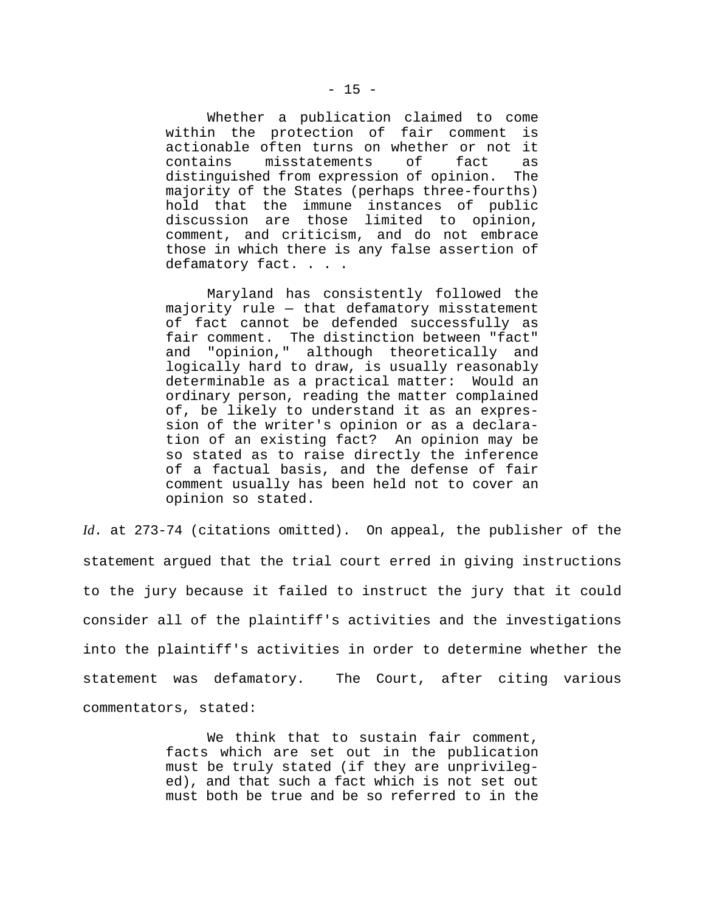> Whether a publication claimed to come within the protection of fair comment is actionable often turns on whether or not it contains misstatements of fact as distinguished from expression of opinion. The majority of the States (perhaps three-fourths) hold that the immune instances of public discussion are those limited to opinion, comment, and criticism, and do not embrace those in which there is any false assertion of defamatory fact. . . .
>
> Maryland has consistently followed the majority rule — that defamatory misstatement of fact cannot be defended successfully as fair comment. The distinction between "fact" and "opinion," although theoretically and logically hard to draw, is usually reasonably determinable as a practical matter: Would an ordinary person, reading the matter complained of, be likely to understand it as an expression of the writer's opinion or as a declaration of an existing fact? An opinion may be so stated as to raise directly the inference of a factual basis, and the defense of fair comment usually has been held not to cover an opinion so stated.

*Id*. at 273-74 (citations omitted). On appeal, the publisher of the statement argued that the trial court erred in giving instructions to the jury because it failed to instruct the jury that it could consider all of the plaintiff's activities and the investigations into the plaintiff's activities in order to determine whether the statement was defamatory. The Court, after citing various commentators, stated:

> We think that to sustain fair comment, facts which are set out in the publication must be truly stated (if they are unprivileged), and that such a fact which is not set out must both be true and be so referred to in the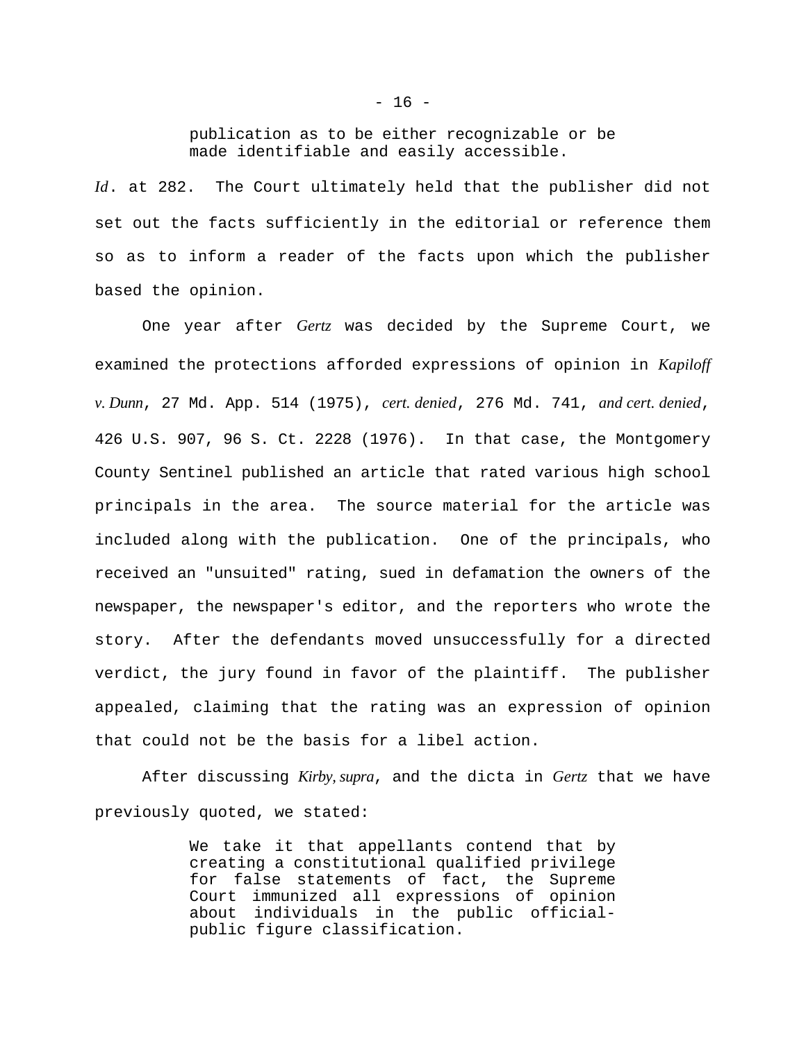> publication as to be either recognizable or be made identifiable and easily accessible.

*Id*. at 282. The Court ultimately held that the publisher did not set out the facts sufficiently in the editorial or reference them so as to inform a reader of the facts upon which the publisher based the opinion.

One year after *Gertz* was decided by the Supreme Court, we examined the protections afforded expressions of opinion in *Kapiloff v. Dunn*, 27 Md. App. 514 (1975), *cert. denied*, 276 Md. 741, *and cert. denied*, 426 U.S. 907, 96 S. Ct. 2228 (1976). In that case, the Montgomery County Sentinel published an article that rated various high school principals in the area. The source material for the article was included along with the publication. One of the principals, who received an "unsuited" rating, sued in defamation the owners of the newspaper, the newspaper's editor, and the reporters who wrote the story. After the defendants moved unsuccessfully for a directed verdict, the jury found in favor of the plaintiff. The publisher appealed, claiming that the rating was an expression of opinion that could not be the basis for a libel action.

After discussing *Kirby, supra*, and the dicta in *Gertz* that we have previously quoted, we stated:

> We take it that appellants contend that by creating a constitutional qualified privilege for false statements of fact, the Supreme Court immunized all expressions of opinion about individuals in the public official-public figure classification.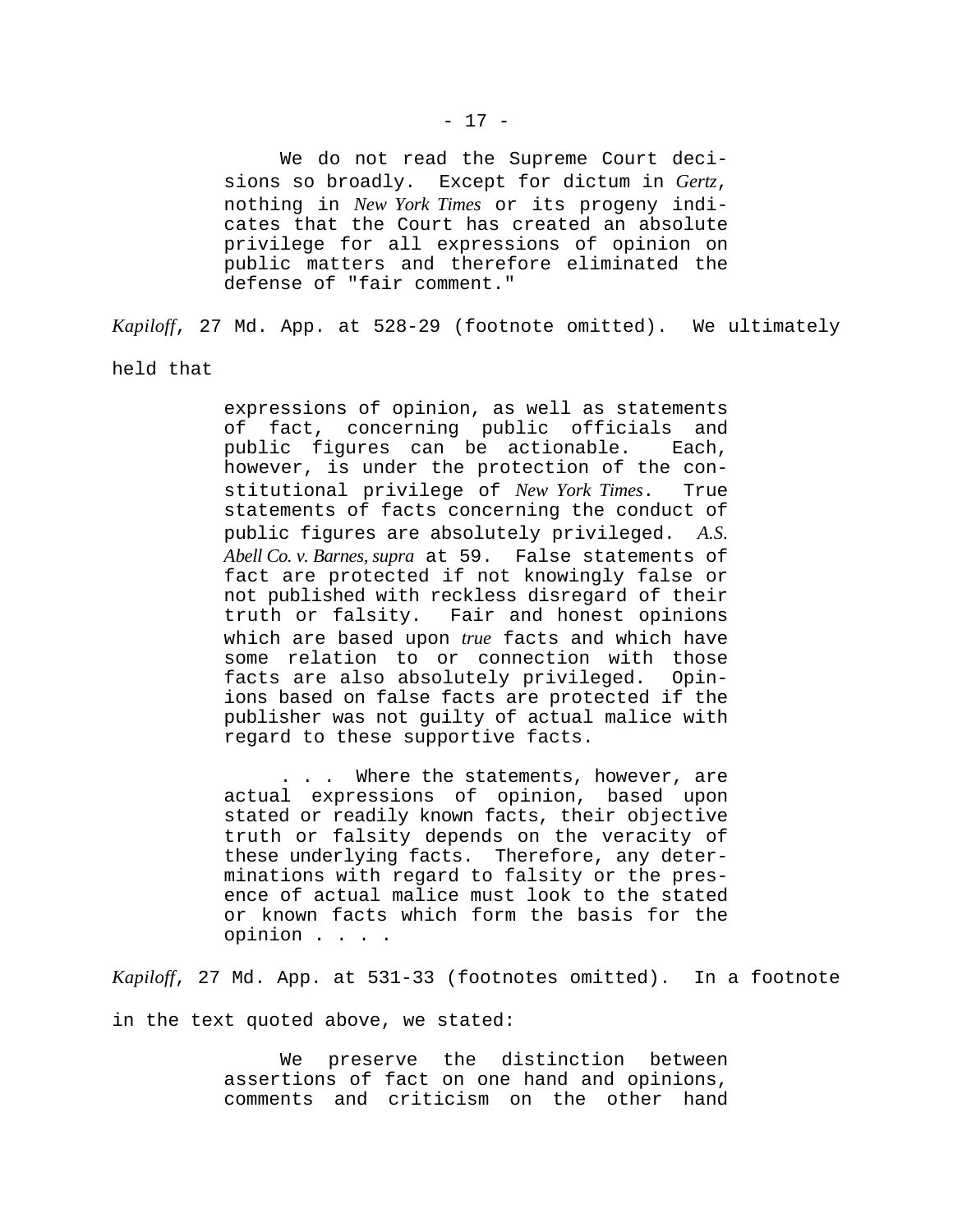> We do not read the Supreme Court decisions so broadly. Except for dictum in *Gertz*, nothing in *New York Times* or its progeny indicates that the Court has created an absolute privilege for all expressions of opinion on public matters and therefore eliminated the defense of "fair comment."

*Kapiloff*, 27 Md. App. at 528-29 (footnote omitted). We ultimately held that

> expressions of opinion, as well as statements of fact, concerning public officials and public figures can be actionable. Each, however, is under the protection of the constitutional privilege of *New York Times*. True statements of facts concerning the conduct of public figures are absolutely privileged. *A.S. Abell Co. v. Barnes, supra* at 59. False statements of fact are protected if not knowingly false or not published with reckless disregard of their truth or falsity. Fair and honest opinions which are based upon *true* facts and which have some relation to or connection with those facts are also absolutely privileged. Opinions based on false facts are protected if the publisher was not guilty of actual malice with regard to these supportive facts.
>
> . . . Where the statements, however, are actual expressions of opinion, based upon stated or readily known facts, their objective truth or falsity depends on the veracity of these underlying facts. Therefore, any determinations with regard to falsity or the presence of actual malice must look to the stated or known facts which form the basis for the opinion . . . .

*Kapiloff*, 27 Md. App. at 531-33 (footnotes omitted). In a footnote in the text quoted above, we stated:

> We preserve the distinction between assertions of fact on one hand and opinions, comments and criticism on the other hand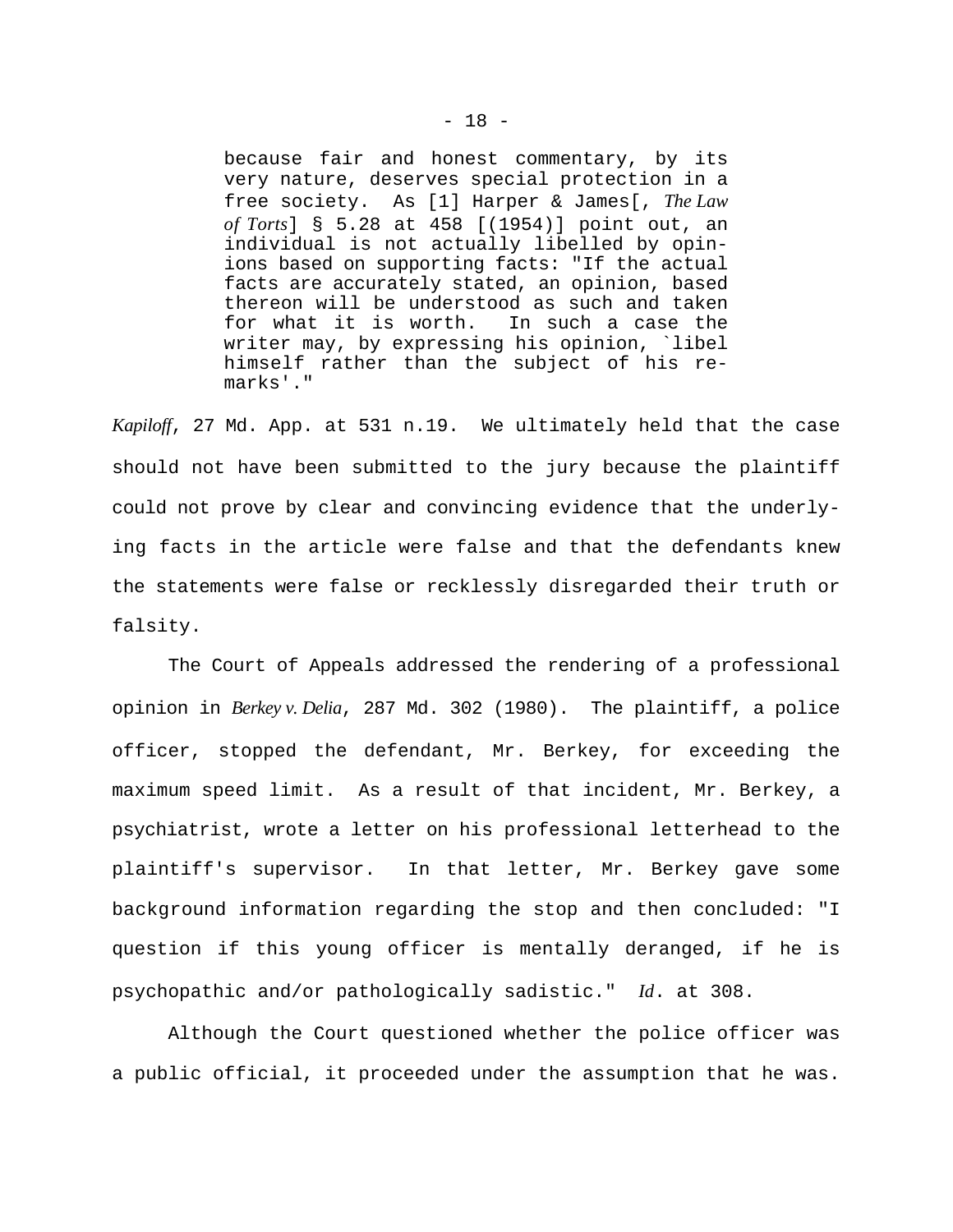> because fair and honest commentary, by its very nature, deserves special protection in a free society. As [1] Harper & James[, *The Law of Torts*] § 5.28 at 458 [(1954)] point out, an individual is not actually libelled by opinions based on supporting facts: "If the actual facts are accurately stated, an opinion, based thereon will be understood as such and taken for what it is worth. In such a case the writer may, by expressing his opinion, `libel himself rather than the subject of his remarks'."

*Kapiloff*, 27 Md. App. at 531 n.19. We ultimately held that the case should not have been submitted to the jury because the plaintiff could not prove by clear and convincing evidence that the underlying facts in the article were false and that the defendants knew the statements were false or recklessly disregarded their truth or falsity.

The Court of Appeals addressed the rendering of a professional opinion in *Berkey v. Delia*, 287 Md. 302 (1980). The plaintiff, a police officer, stopped the defendant, Mr. Berkey, for exceeding the maximum speed limit. As a result of that incident, Mr. Berkey, a psychiatrist, wrote a letter on his professional letterhead to the plaintiff's supervisor. In that letter, Mr. Berkey gave some background information regarding the stop and then concluded: "I question if this young officer is mentally deranged, if he is psychopathic and/or pathologically sadistic." *Id*. at 308.

Although the Court questioned whether the police officer was a public official, it proceeded under the assumption that he was.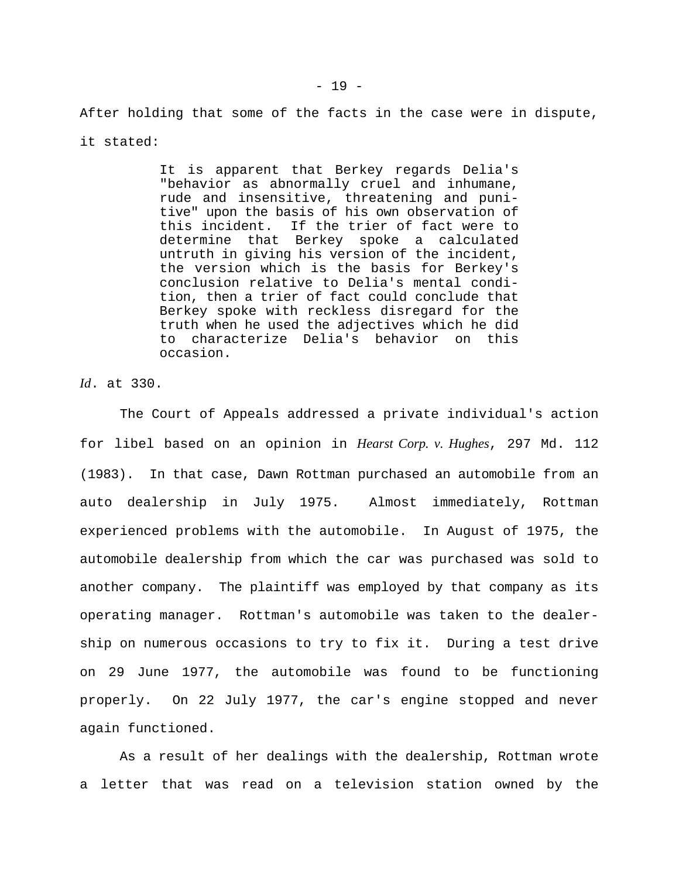After holding that some of the facts in the case were in dispute, it stated:

> It is apparent that Berkey regards Delia's "behavior as abnormally cruel and inhumane, rude and insensitive, threatening and punitive" upon the basis of his own observation of this incident. If the trier of fact were to determine that Berkey spoke a calculated untruth in giving his version of the incident, the version which is the basis for Berkey's conclusion relative to Delia's mental condition, then a trier of fact could conclude that Berkey spoke with reckless disregard for the truth when he used the adjectives which he did to characterize Delia's behavior on this occasion.

*Id*. at 330.

The Court of Appeals addressed a private individual's action for libel based on an opinion in *Hearst Corp. v. Hughes*, 297 Md. 112 (1983). In that case, Dawn Rottman purchased an automobile from an auto dealership in July 1975. Almost immediately, Rottman experienced problems with the automobile. In August of 1975, the automobile dealership from which the car was purchased was sold to another company. The plaintiff was employed by that company as its operating manager. Rottman's automobile was taken to the dealership on numerous occasions to try to fix it. During a test drive on 29 June 1977, the automobile was found to be functioning properly. On 22 July 1977, the car's engine stopped and never again functioned.

As a result of her dealings with the dealership, Rottman wrote a letter that was read on a television station owned by the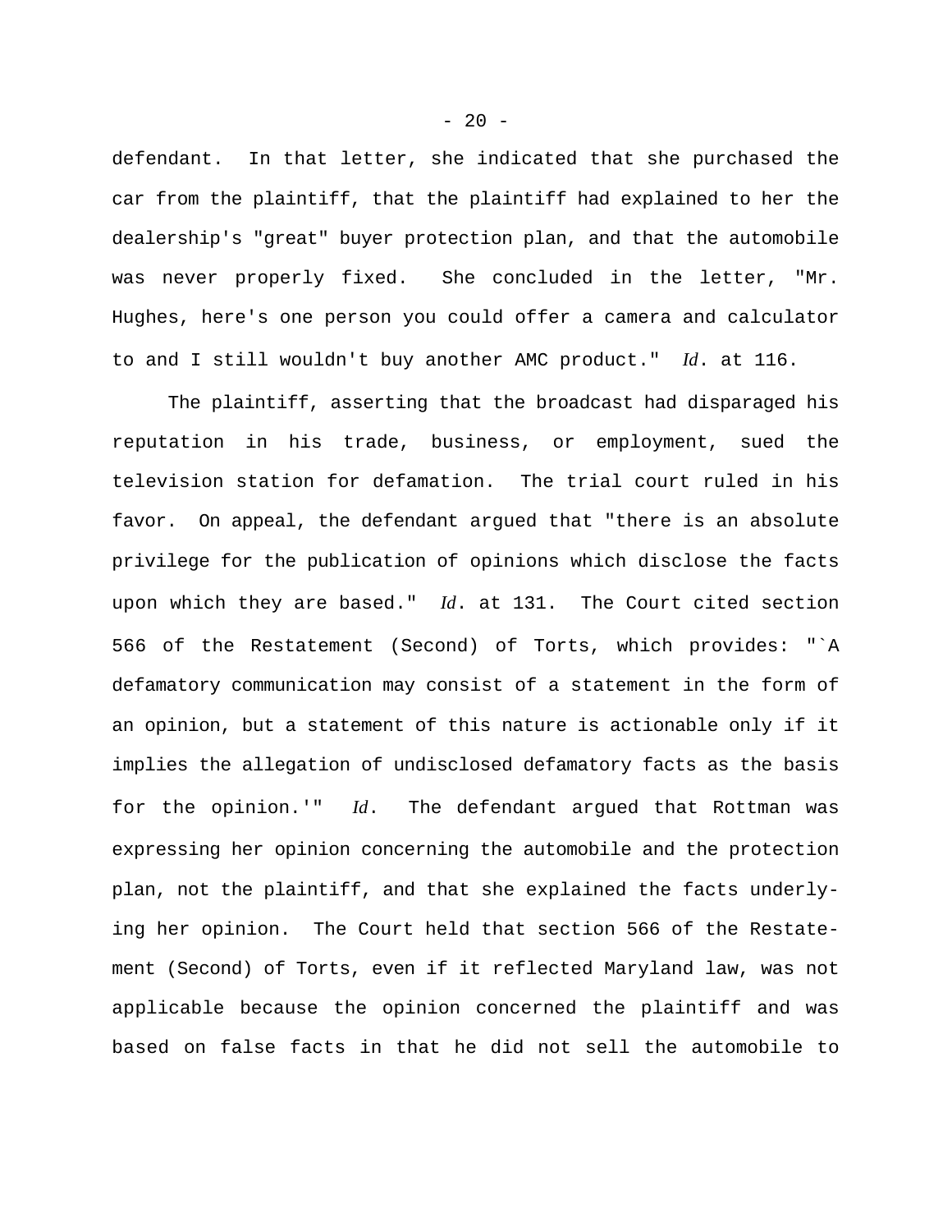defendant. In that letter, she indicated that she purchased the car from the plaintiff, that the plaintiff had explained to her the dealership's "great" buyer protection plan, and that the automobile was never properly fixed. She concluded in the letter, "Mr. Hughes, here's one person you could offer a camera and calculator to and I still wouldn't buy another AMC product." *Id*. at 116.

The plaintiff, asserting that the broadcast had disparaged his reputation in his trade, business, or employment, sued the television station for defamation. The trial court ruled in his favor. On appeal, the defendant argued that "there is an absolute privilege for the publication of opinions which disclose the facts upon which they are based." *Id*. at 131. The Court cited section 566 of the Restatement (Second) of Torts, which provides: "`A defamatory communication may consist of a statement in the form of an opinion, but a statement of this nature is actionable only if it implies the allegation of undisclosed defamatory facts as the basis for the opinion.'" *Id*. The defendant argued that Rottman was expressing her opinion concerning the automobile and the protection plan, not the plaintiff, and that she explained the facts underlying her opinion. The Court held that section 566 of the Restatement (Second) of Torts, even if it reflected Maryland law, was not applicable because the opinion concerned the plaintiff and was based on false facts in that he did not sell the automobile to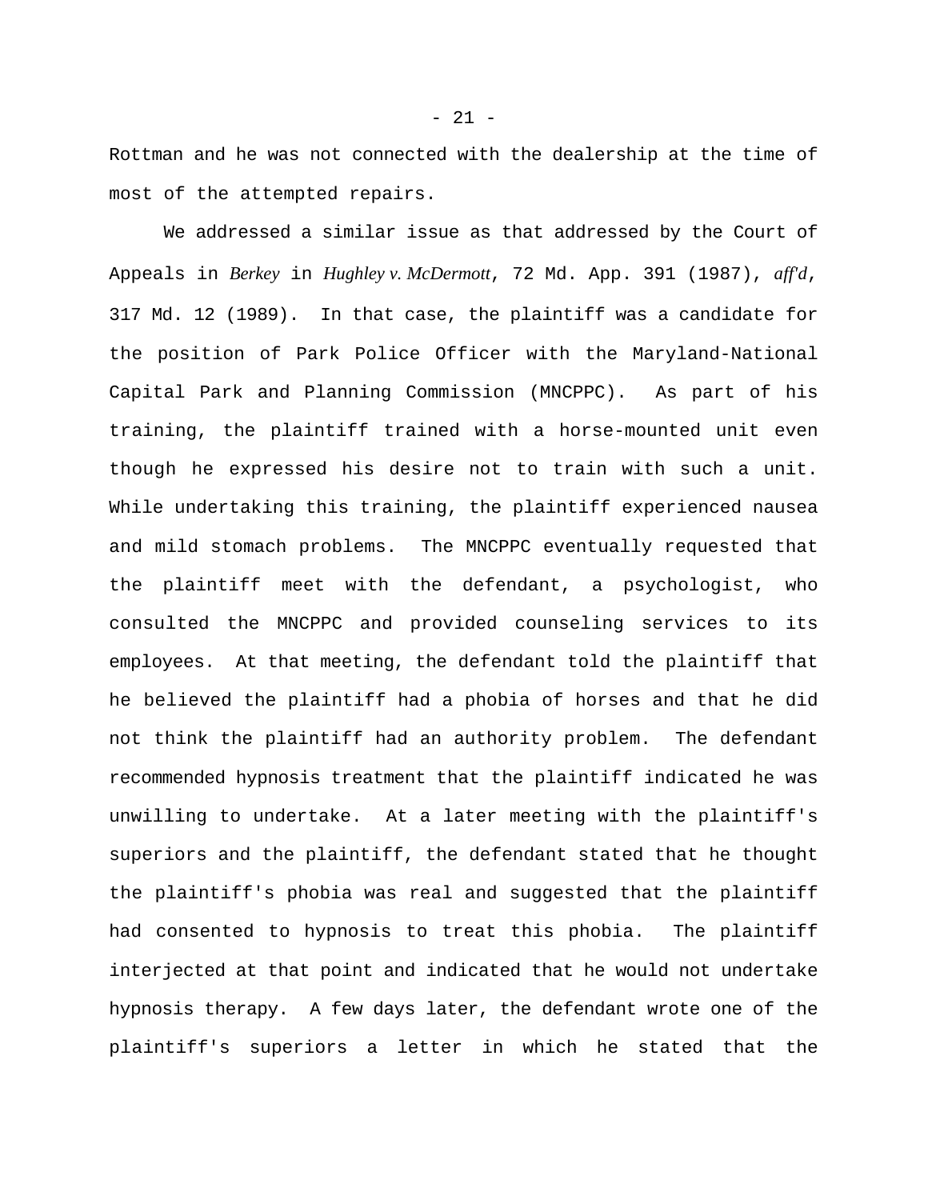Rottman and he was not connected with the dealership at the time of most of the attempted repairs.

We addressed a similar issue as that addressed by the Court of Appeals in *Berkey* in *Hughley v. McDermott*, 72 Md. App. 391 (1987), *aff'd*, 317 Md. 12 (1989). In that case, the plaintiff was a candidate for the position of Park Police Officer with the Maryland-National Capital Park and Planning Commission (MNCPPC). As part of his training, the plaintiff trained with a horse-mounted unit even though he expressed his desire not to train with such a unit. While undertaking this training, the plaintiff experienced nausea and mild stomach problems. The MNCPPC eventually requested that the plaintiff meet with the defendant, a psychologist, who consulted the MNCPPC and provided counseling services to its employees. At that meeting, the defendant told the plaintiff that he believed the plaintiff had a phobia of horses and that he did not think the plaintiff had an authority problem. The defendant recommended hypnosis treatment that the plaintiff indicated he was unwilling to undertake. At a later meeting with the plaintiff's superiors and the plaintiff, the defendant stated that he thought the plaintiff's phobia was real and suggested that the plaintiff had consented to hypnosis to treat this phobia. The plaintiff interjected at that point and indicated that he would not undertake hypnosis therapy. A few days later, the defendant wrote one of the plaintiff's superiors a letter in which he stated that the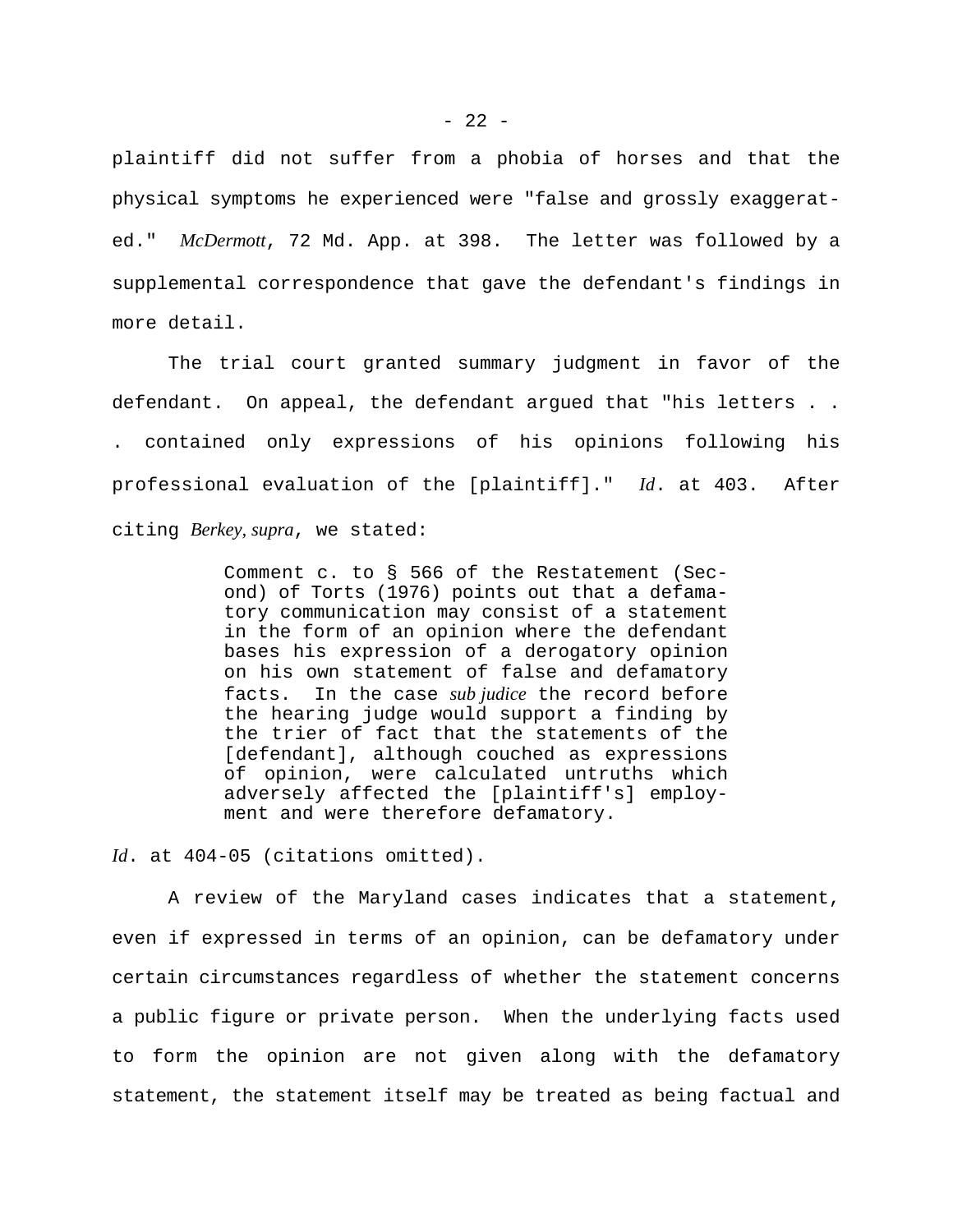plaintiff did not suffer from a phobia of horses and that the physical symptoms he experienced were "false and grossly exaggerated." *McDermott*, 72 Md. App. at 398. The letter was followed by a supplemental correspondence that gave the defendant's findings in more detail.

The trial court granted summary judgment in favor of the defendant. On appeal, the defendant argued that "his letters . . . contained only expressions of his opinions following his professional evaluation of the [plaintiff]." *Id*. at 403. After citing *Berkey, supra*, we stated:

> Comment c. to § 566 of the Restatement (Second) of Torts (1976) points out that a defamatory communication may consist of a statement in the form of an opinion where the defendant bases his expression of a derogatory opinion on his own statement of false and defamatory facts. In the case *sub judice* the record before the hearing judge would support a finding by the trier of fact that the statements of the [defendant], although couched as expressions of opinion, were calculated untruths which adversely affected the [plaintiff's] employment and were therefore defamatory.

*Id*. at 404-05 (citations omitted).

A review of the Maryland cases indicates that a statement, even if expressed in terms of an opinion, can be defamatory under certain circumstances regardless of whether the statement concerns a public figure or private person. When the underlying facts used to form the opinion are not given along with the defamatory statement, the statement itself may be treated as being factual and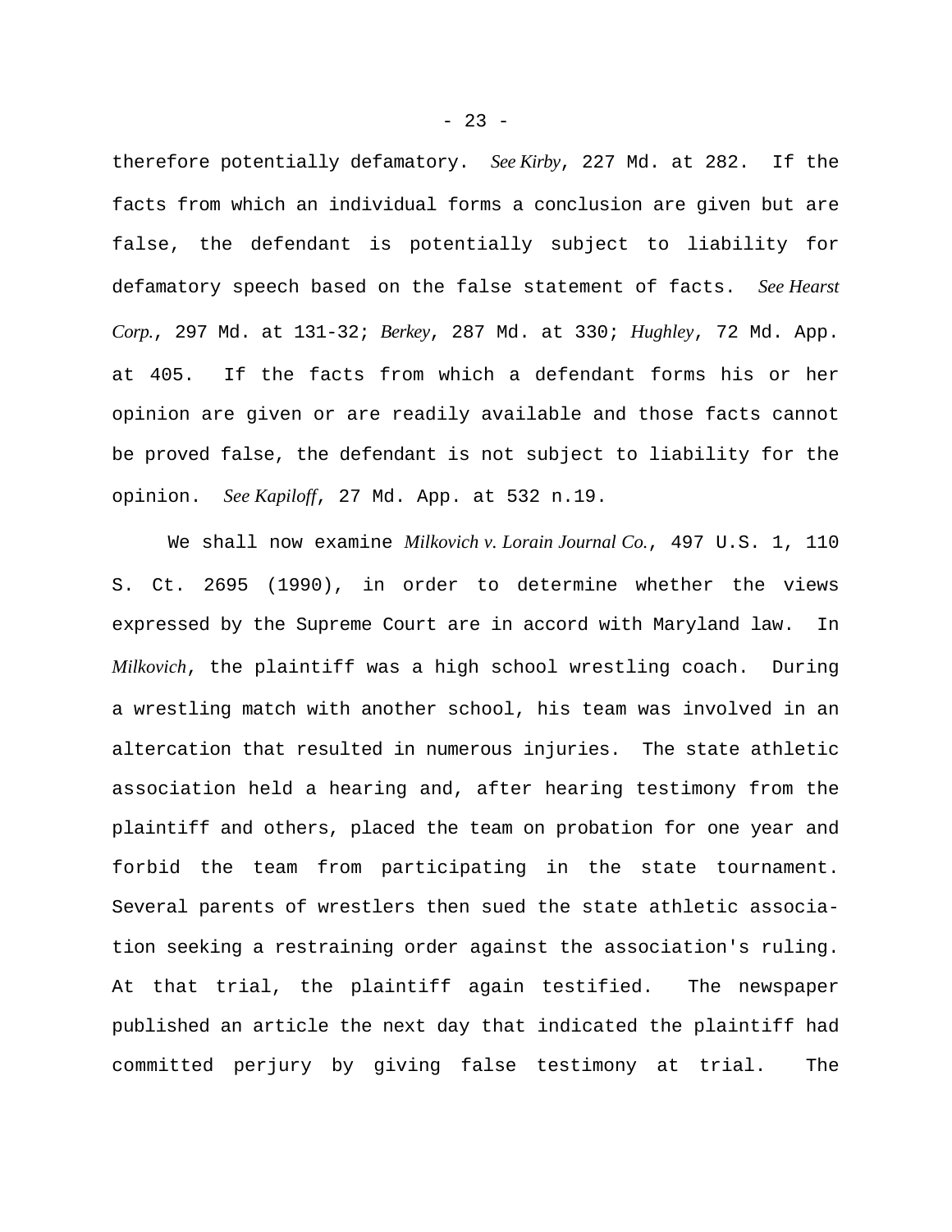therefore potentially defamatory. *See Kirby*, 227 Md. at 282. If the facts from which an individual forms a conclusion are given but are false, the defendant is potentially subject to liability for defamatory speech based on the false statement of facts. *See Hearst Corp.*, 297 Md. at 131-32; *Berkey*, 287 Md. at 330; *Hughley*, 72 Md. App. at 405. If the facts from which a defendant forms his or her opinion are given or are readily available and those facts cannot be proved false, the defendant is not subject to liability for the opinion. *See Kapiloff*, 27 Md. App. at 532 n.19.

We shall now examine *Milkovich v. Lorain Journal Co.*, 497 U.S. 1, 110 S. Ct. 2695 (1990), in order to determine whether the views expressed by the Supreme Court are in accord with Maryland law. In *Milkovich*, the plaintiff was a high school wrestling coach. During a wrestling match with another school, his team was involved in an altercation that resulted in numerous injuries. The state athletic association held a hearing and, after hearing testimony from the plaintiff and others, placed the team on probation for one year and forbid the team from participating in the state tournament. Several parents of wrestlers then sued the state athletic association seeking a restraining order against the association's ruling. At that trial, the plaintiff again testified. The newspaper published an article the next day that indicated the plaintiff had committed perjury by giving false testimony at trial. The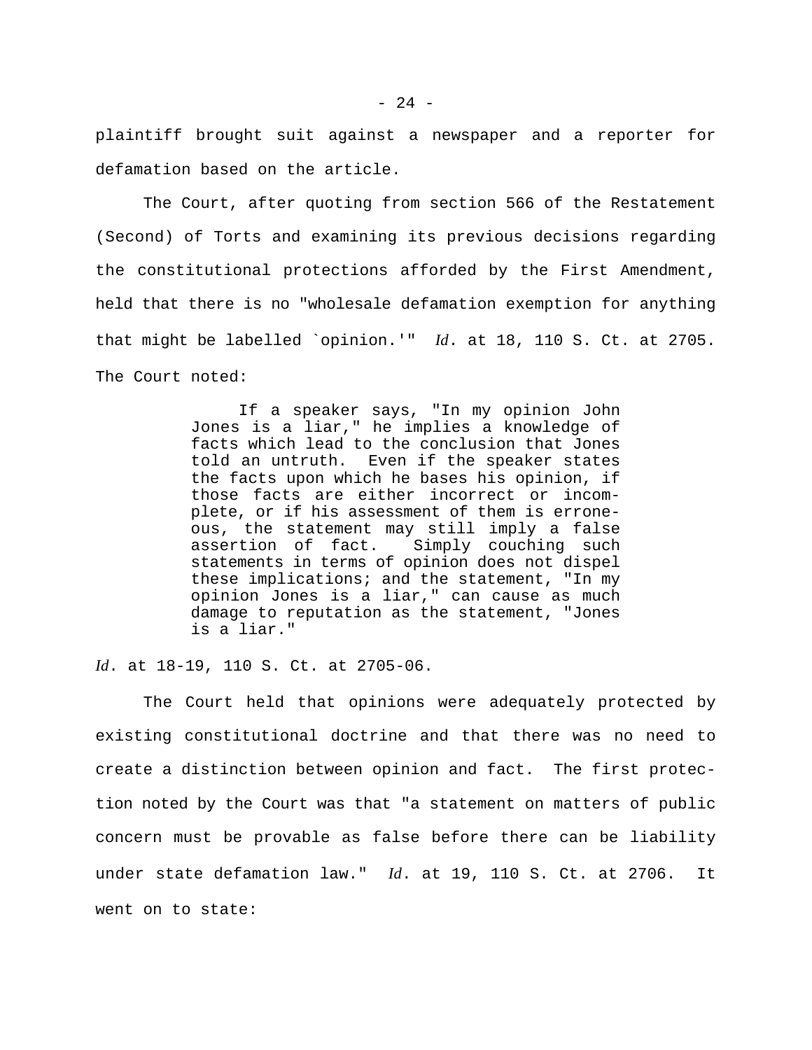plaintiff brought suit against a newspaper and a reporter for defamation based on the article.

The Court, after quoting from section 566 of the Restatement (Second) of Torts and examining its previous decisions regarding the constitutional protections afforded by the First Amendment, held that there is no "wholesale defamation exemption for anything that might be labelled `opinion.'" *Id*. at 18, 110 S. Ct. at 2705. The Court noted:

> If a speaker says, "In my opinion John Jones is a liar," he implies a knowledge of facts which lead to the conclusion that Jones told an untruth. Even if the speaker states the facts upon which he bases his opinion, if those facts are either incorrect or incomplete, or if his assessment of them is erroneous, the statement may still imply a false assertion of fact. Simply couching such statements in terms of opinion does not dispel these implications; and the statement, "In my opinion Jones is a liar," can cause as much damage to reputation as the statement, "Jones is a liar."

*Id*. at 18-19, 110 S. Ct. at 2705-06.

The Court held that opinions were adequately protected by existing constitutional doctrine and that there was no need to create a distinction between opinion and fact. The first protection noted by the Court was that "a statement on matters of public concern must be provable as false before there can be liability under state defamation law." *Id*. at 19, 110 S. Ct. at 2706. It went on to state: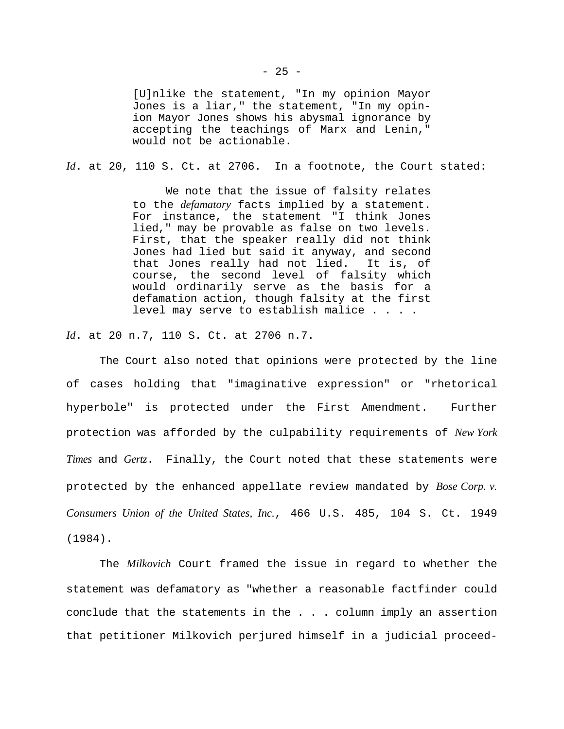> [U]nlike the statement, "In my opinion Mayor Jones is a liar," the statement, "In my opinion Mayor Jones shows his abysmal ignorance by accepting the teachings of Marx and Lenin," would not be actionable.

*Id*. at 20, 110 S. Ct. at 2706. In a footnote, the Court stated:

> We note that the issue of falsity relates to the *defamatory* facts implied by a statement. For instance, the statement "I think Jones lied," may be provable as false on two levels. First, that the speaker really did not think Jones had lied but said it anyway, and second that Jones really had not lied. It is, of course, the second level of falsity which would ordinarily serve as the basis for a defamation action, though falsity at the first level may serve to establish malice . . . .

*Id*. at 20 n.7, 110 S. Ct. at 2706 n.7.

The Court also noted that opinions were protected by the line of cases holding that "imaginative expression" or "rhetorical hyperbole" is protected under the First Amendment. Further protection was afforded by the culpability requirements of *New York Times* and *Gertz*. Finally, the Court noted that these statements were protected by the enhanced appellate review mandated by *Bose Corp. v. Consumers Union of the United States, Inc.*, 466 U.S. 485, 104 S. Ct. 1949 (1984).

The *Milkovich* Court framed the issue in regard to whether the statement was defamatory as "whether a reasonable factfinder could conclude that the statements in the . . . column imply an assertion that petitioner Milkovich perjured himself in a judicial proceed-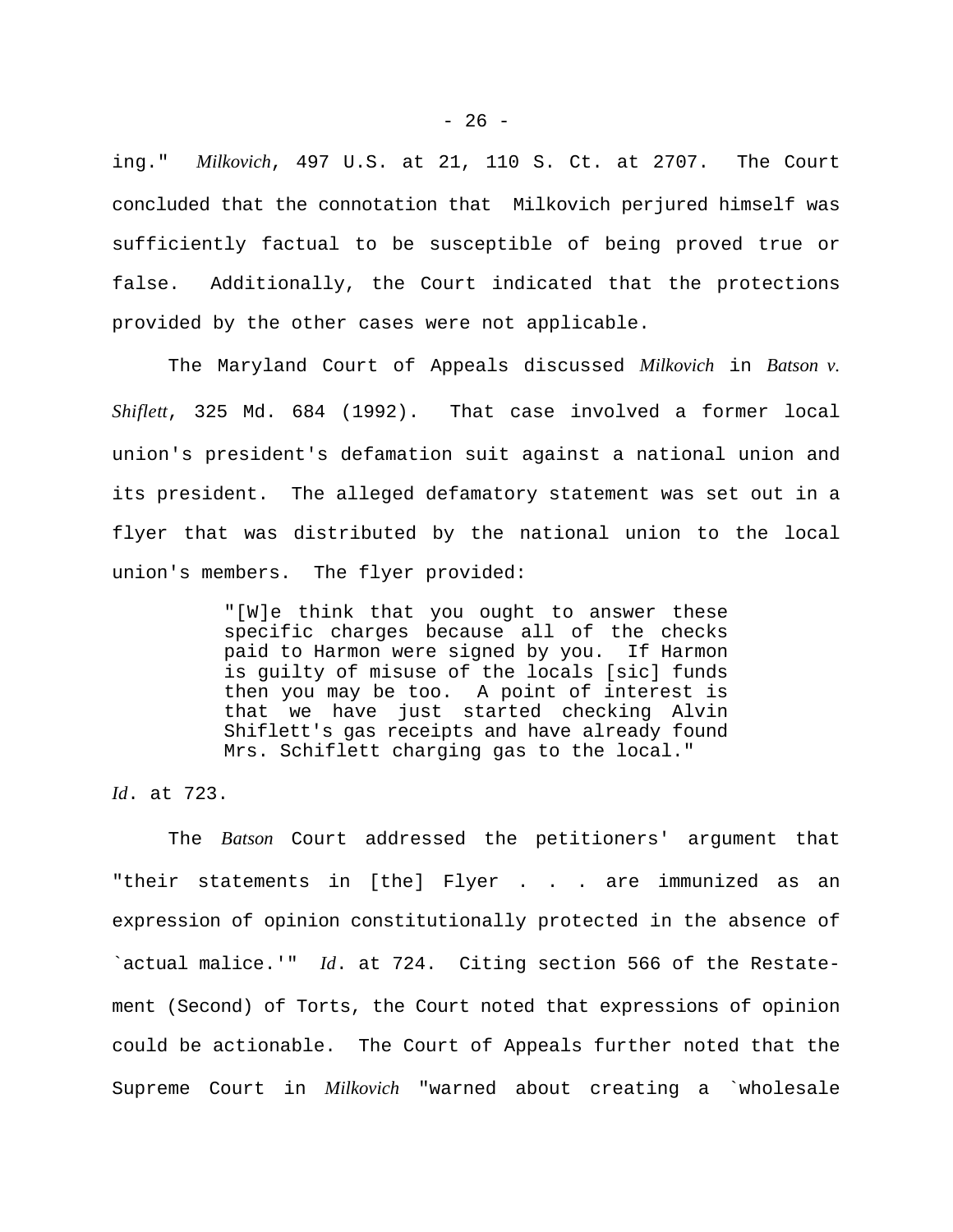ing." *Milkovich*, 497 U.S. at 21, 110 S. Ct. at 2707. The Court concluded that the connotation that Milkovich perjured himself was sufficiently factual to be susceptible of being proved true or false. Additionally, the Court indicated that the protections provided by the other cases were not applicable.

The Maryland Court of Appeals discussed *Milkovich* in *Batson v. Shiflett*, 325 Md. 684 (1992). That case involved a former local union's president's defamation suit against a national union and its president. The alleged defamatory statement was set out in a flyer that was distributed by the national union to the local union's members. The flyer provided:

> "[W]e think that you ought to answer these specific charges because all of the checks paid to Harmon were signed by you. If Harmon is guilty of misuse of the locals [sic] funds then you may be too. A point of interest is that we have just started checking Alvin Shiflett's gas receipts and have already found Mrs. Schiflett charging gas to the local."

*Id*. at 723.

The *Batson* Court addressed the petitioners' argument that "their statements in [the] Flyer . . . are immunized as an expression of opinion constitutionally protected in the absence of `actual malice.'" *Id*. at 724. Citing section 566 of the Restatement (Second) of Torts, the Court noted that expressions of opinion could be actionable. The Court of Appeals further noted that the Supreme Court in *Milkovich* "warned about creating a `wholesale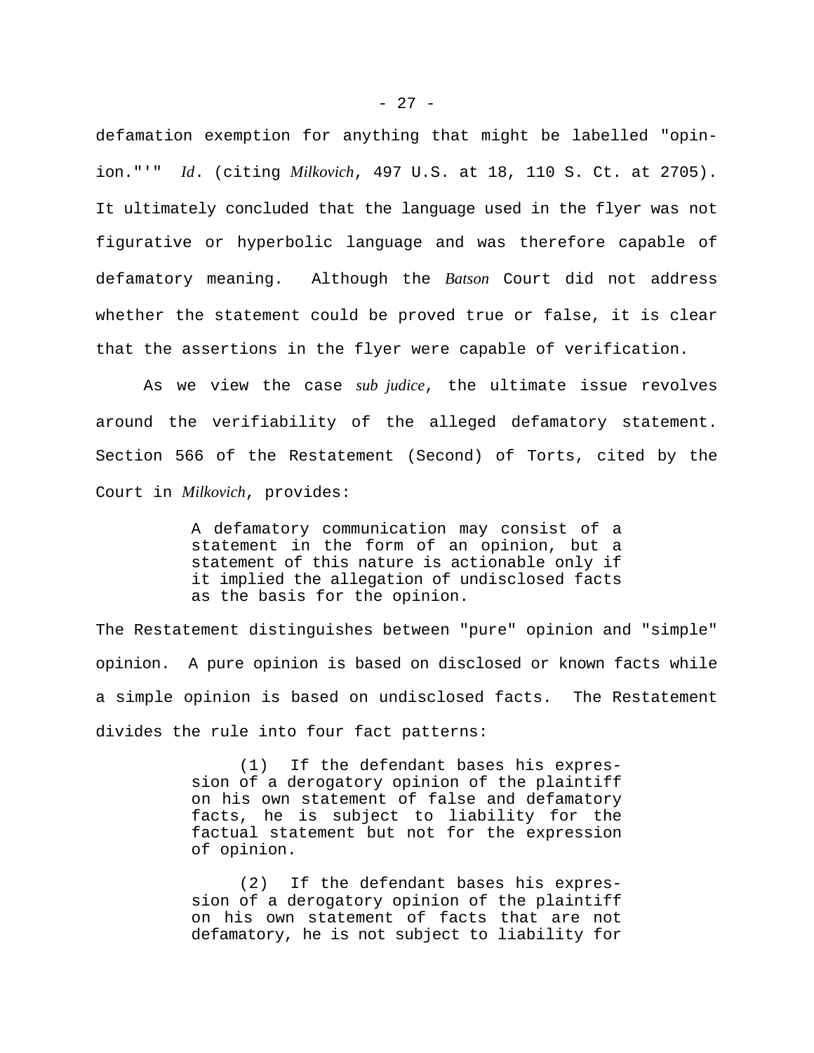defamation exemption for anything that might be labelled "opinion."'" *Id*. (citing *Milkovich*, 497 U.S. at 18, 110 S. Ct. at 2705). It ultimately concluded that the language used in the flyer was not figurative or hyperbolic language and was therefore capable of defamatory meaning. Although the *Batson* Court did not address whether the statement could be proved true or false, it is clear that the assertions in the flyer were capable of verification.

As we view the case *sub judice*, the ultimate issue revolves around the verifiability of the alleged defamatory statement. Section 566 of the Restatement (Second) of Torts, cited by the Court in *Milkovich*, provides:

> A defamatory communication may consist of a statement in the form of an opinion, but a statement of this nature is actionable only if it implied the allegation of undisclosed facts as the basis for the opinion.

The Restatement distinguishes between "pure" opinion and "simple" opinion. A pure opinion is based on disclosed or known facts while a simple opinion is based on undisclosed facts. The Restatement divides the rule into four fact patterns:

> (1) If the defendant bases his expression of a derogatory opinion of the plaintiff on his own statement of false and defamatory facts, he is subject to liability for the factual statement but not for the expression of opinion.
>
> (2) If the defendant bases his expression of a derogatory opinion of the plaintiff on his own statement of facts that are not defamatory, he is not subject to liability for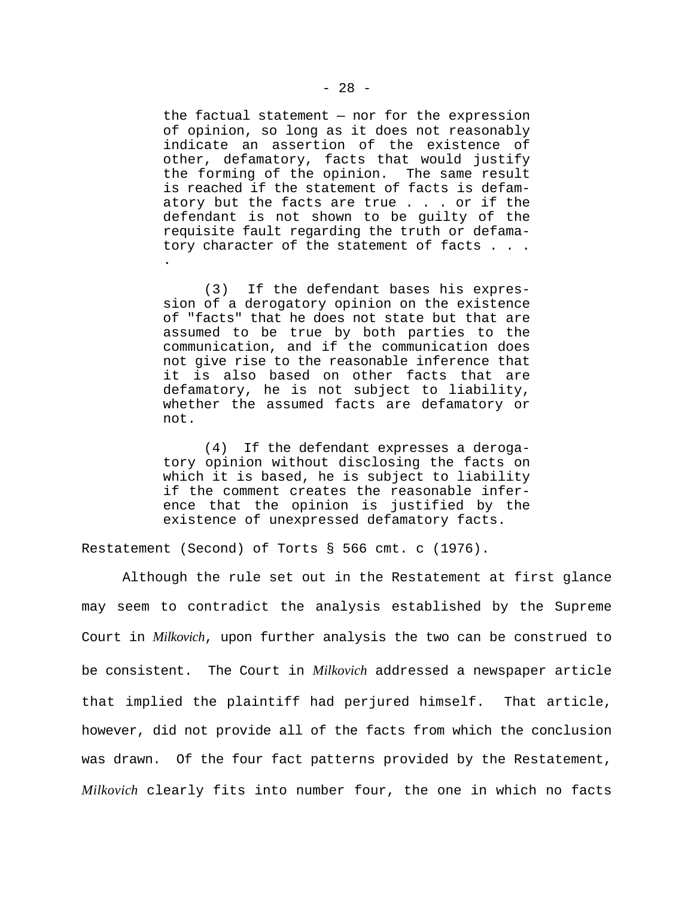> the factual statement — nor for the expression of opinion, so long as it does not reasonably indicate an assertion of the existence of other, defamatory, facts that would justify the forming of the opinion. The same result is reached if the statement of facts is defamatory but the facts are true . . . or if the defendant is not shown to be guilty of the requisite fault regarding the truth or defamatory character of the statement of facts . . . .
>
> (3) If the defendant bases his expression of a derogatory opinion on the existence of "facts" that he does not state but that are assumed to be true by both parties to the communication, and if the communication does not give rise to the reasonable inference that it is also based on other facts that are defamatory, he is not subject to liability, whether the assumed facts are defamatory or not.
>
> (4) If the defendant expresses a derogatory opinion without disclosing the facts on which it is based, he is subject to liability if the comment creates the reasonable inference that the opinion is justified by the existence of unexpressed defamatory facts.

Restatement (Second) of Torts § 566 cmt. c (1976).

Although the rule set out in the Restatement at first glance may seem to contradict the analysis established by the Supreme Court in *Milkovich*, upon further analysis the two can be construed to be consistent. The Court in *Milkovich* addressed a newspaper article that implied the plaintiff had perjured himself. That article, however, did not provide all of the facts from which the conclusion was drawn. Of the four fact patterns provided by the Restatement, *Milkovich* clearly fits into number four, the one in which no facts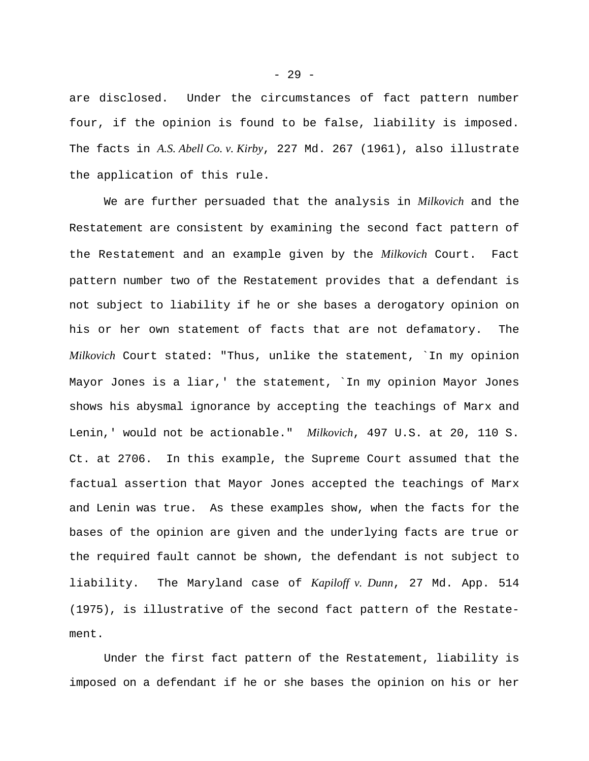are disclosed. Under the circumstances of fact pattern number four, if the opinion is found to be false, liability is imposed. The facts in *A.S. Abell Co. v. Kirby*, 227 Md. 267 (1961), also illustrate the application of this rule.

We are further persuaded that the analysis in *Milkovich* and the Restatement are consistent by examining the second fact pattern of the Restatement and an example given by the *Milkovich* Court. Fact pattern number two of the Restatement provides that a defendant is not subject to liability if he or she bases a derogatory opinion on his or her own statement of facts that are not defamatory. The *Milkovich* Court stated: "Thus, unlike the statement, `In my opinion Mayor Jones is a liar,' the statement, `In my opinion Mayor Jones shows his abysmal ignorance by accepting the teachings of Marx and Lenin,' would not be actionable." *Milkovich*, 497 U.S. at 20, 110 S. Ct. at 2706. In this example, the Supreme Court assumed that the factual assertion that Mayor Jones accepted the teachings of Marx and Lenin was true. As these examples show, when the facts for the bases of the opinion are given and the underlying facts are true or the required fault cannot be shown, the defendant is not subject to liability. The Maryland case of *Kapiloff v. Dunn*, 27 Md. App. 514 (1975), is illustrative of the second fact pattern of the Restatement.

Under the first fact pattern of the Restatement, liability is imposed on a defendant if he or she bases the opinion on his or her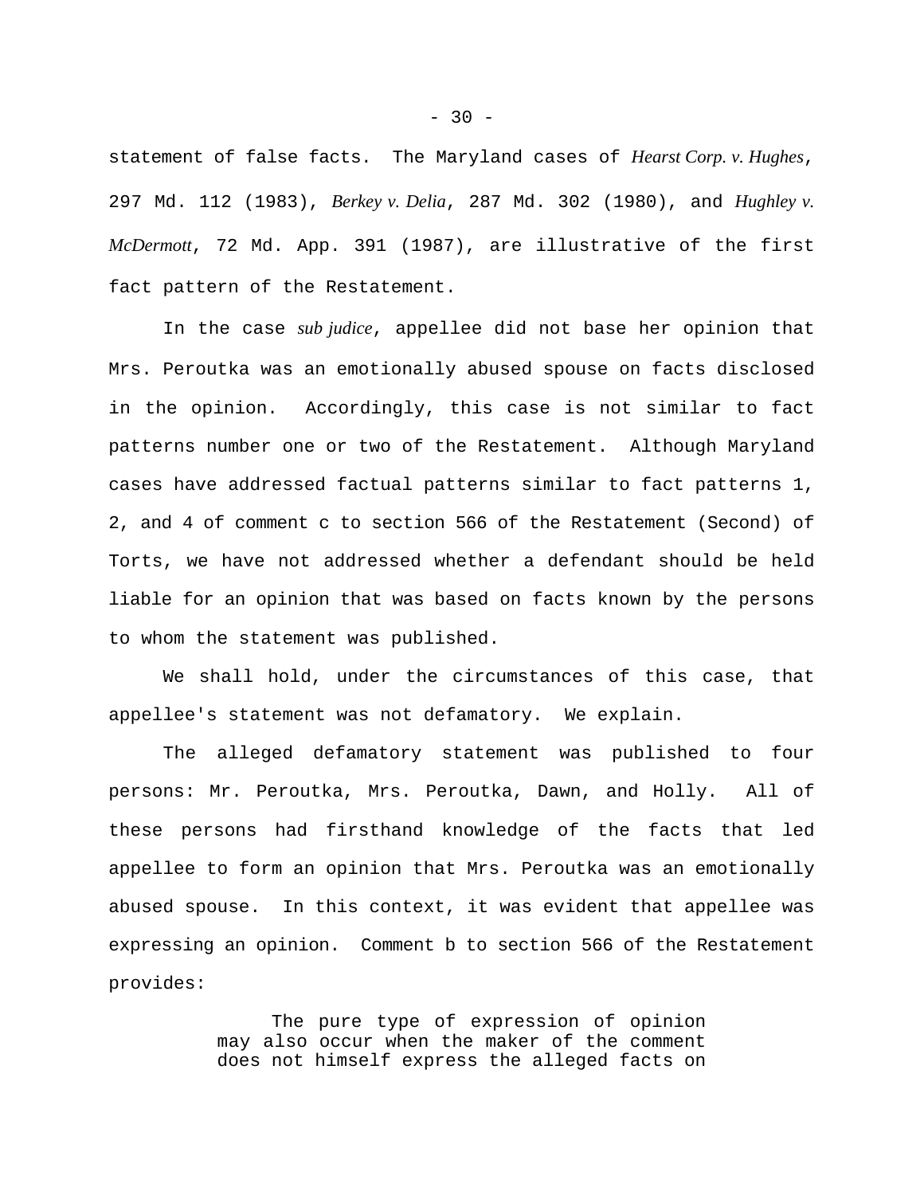statement of false facts. The Maryland cases of *Hearst Corp. v. Hughes*, 297 Md. 112 (1983), *Berkey v. Delia*, 287 Md. 302 (1980), and *Hughley v. McDermott*, 72 Md. App. 391 (1987), are illustrative of the first fact pattern of the Restatement.

In the case *sub judice*, appellee did not base her opinion that Mrs. Peroutka was an emotionally abused spouse on facts disclosed in the opinion. Accordingly, this case is not similar to fact patterns number one or two of the Restatement. Although Maryland cases have addressed factual patterns similar to fact patterns 1, 2, and 4 of comment c to section 566 of the Restatement (Second) of Torts, we have not addressed whether a defendant should be held liable for an opinion that was based on facts known by the persons to whom the statement was published.

We shall hold, under the circumstances of this case, that appellee's statement was not defamatory. We explain.

The alleged defamatory statement was published to four persons: Mr. Peroutka, Mrs. Peroutka, Dawn, and Holly. All of these persons had firsthand knowledge of the facts that led appellee to form an opinion that Mrs. Peroutka was an emotionally abused spouse. In this context, it was evident that appellee was expressing an opinion. Comment b to section 566 of the Restatement provides:

> The pure type of expression of opinion may also occur when the maker of the comment does not himself express the alleged facts on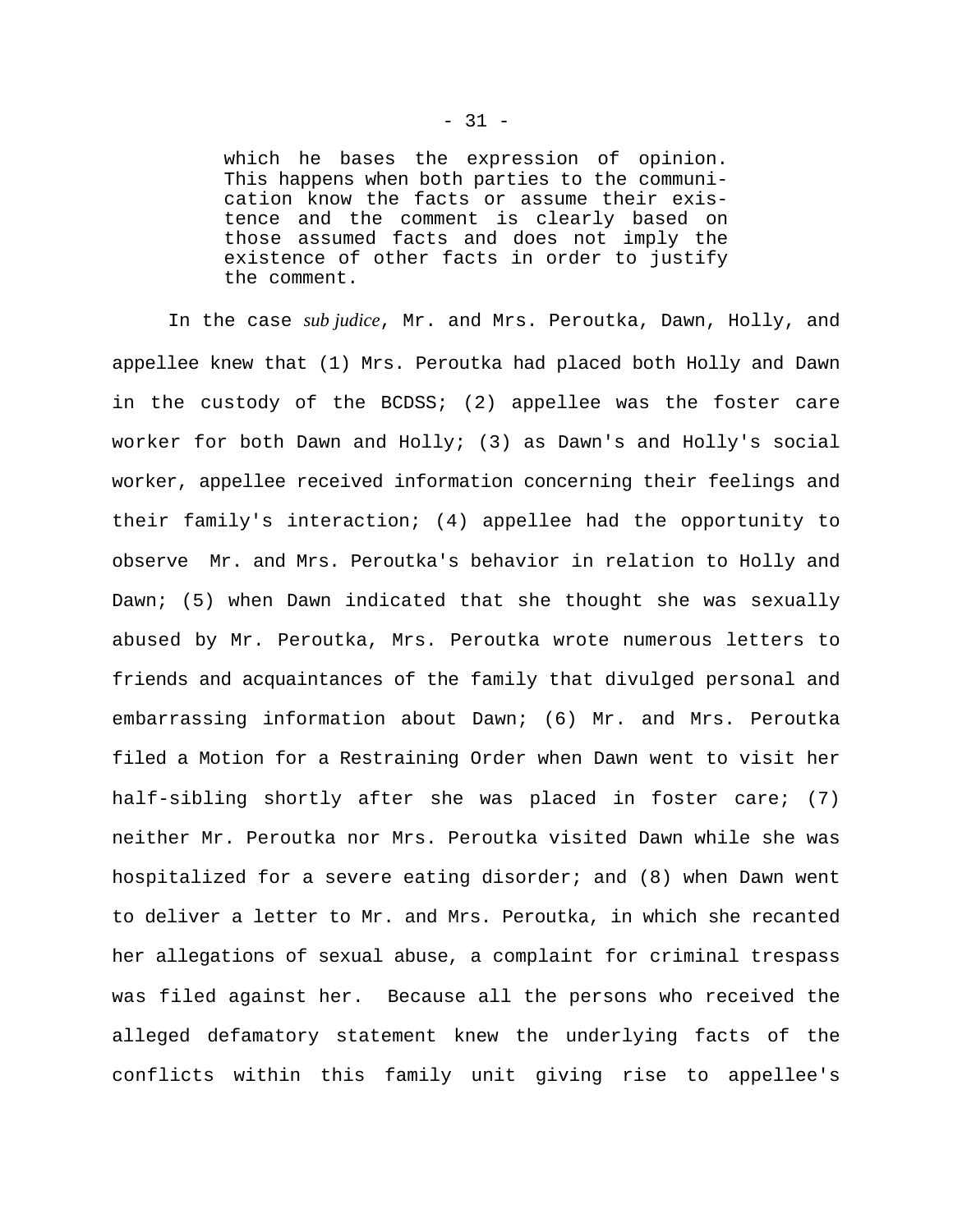> which he bases the expression of opinion. This happens when both parties to the communication know the facts or assume their existence and the comment is clearly based on those assumed facts and does not imply the existence of other facts in order to justify the comment.

In the case *sub judice*, Mr. and Mrs. Peroutka, Dawn, Holly, and appellee knew that (1) Mrs. Peroutka had placed both Holly and Dawn in the custody of the BCDSS; (2) appellee was the foster care worker for both Dawn and Holly; (3) as Dawn's and Holly's social worker, appellee received information concerning their feelings and their family's interaction; (4) appellee had the opportunity to observe Mr. and Mrs. Peroutka's behavior in relation to Holly and Dawn; (5) when Dawn indicated that she thought she was sexually abused by Mr. Peroutka, Mrs. Peroutka wrote numerous letters to friends and acquaintances of the family that divulged personal and embarrassing information about Dawn; (6) Mr. and Mrs. Peroutka filed a Motion for a Restraining Order when Dawn went to visit her half-sibling shortly after she was placed in foster care; (7) neither Mr. Peroutka nor Mrs. Peroutka visited Dawn while she was hospitalized for a severe eating disorder; and (8) when Dawn went to deliver a letter to Mr. and Mrs. Peroutka, in which she recanted her allegations of sexual abuse, a complaint for criminal trespass was filed against her. Because all the persons who received the alleged defamatory statement knew the underlying facts of the conflicts within this family unit giving rise to appellee's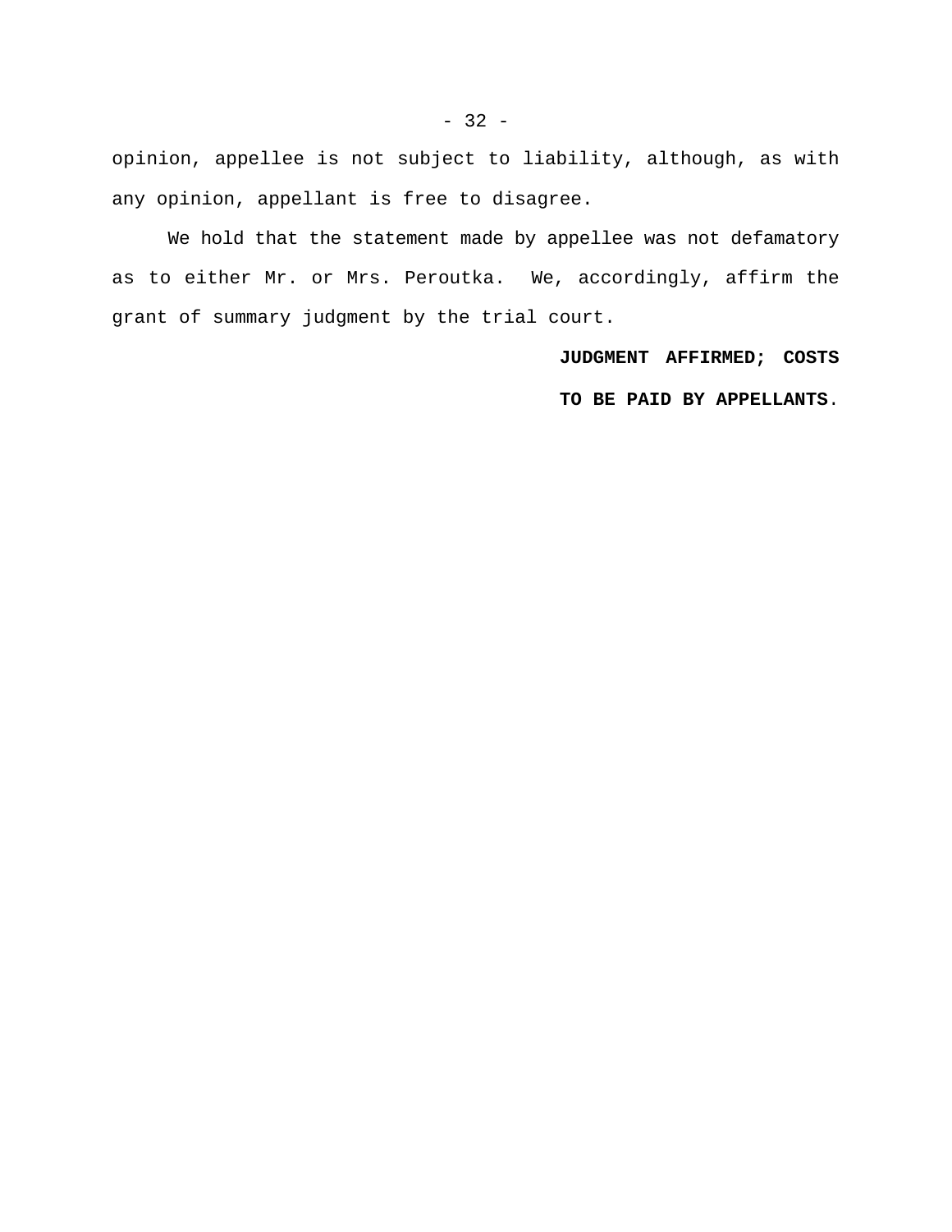opinion, appellee is not subject to liability, although, as with any opinion, appellant is free to disagree.

We hold that the statement made by appellee was not defamatory as to either Mr. or Mrs. Peroutka. We, accordingly, affirm the grant of summary judgment by the trial court.

**JUDGMENT AFFIRMED; COSTS TO BE PAID BY APPELLANTS.**